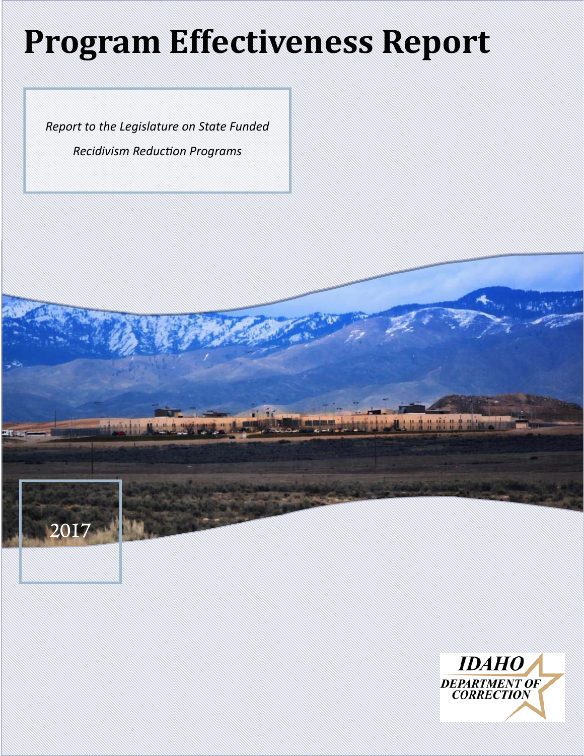# Program Effectiveness Report

*Report to the Legislature on State Funded Recidivism Reduction Programs*

2017

IDAHO DEPARTMENT OF CORRECTION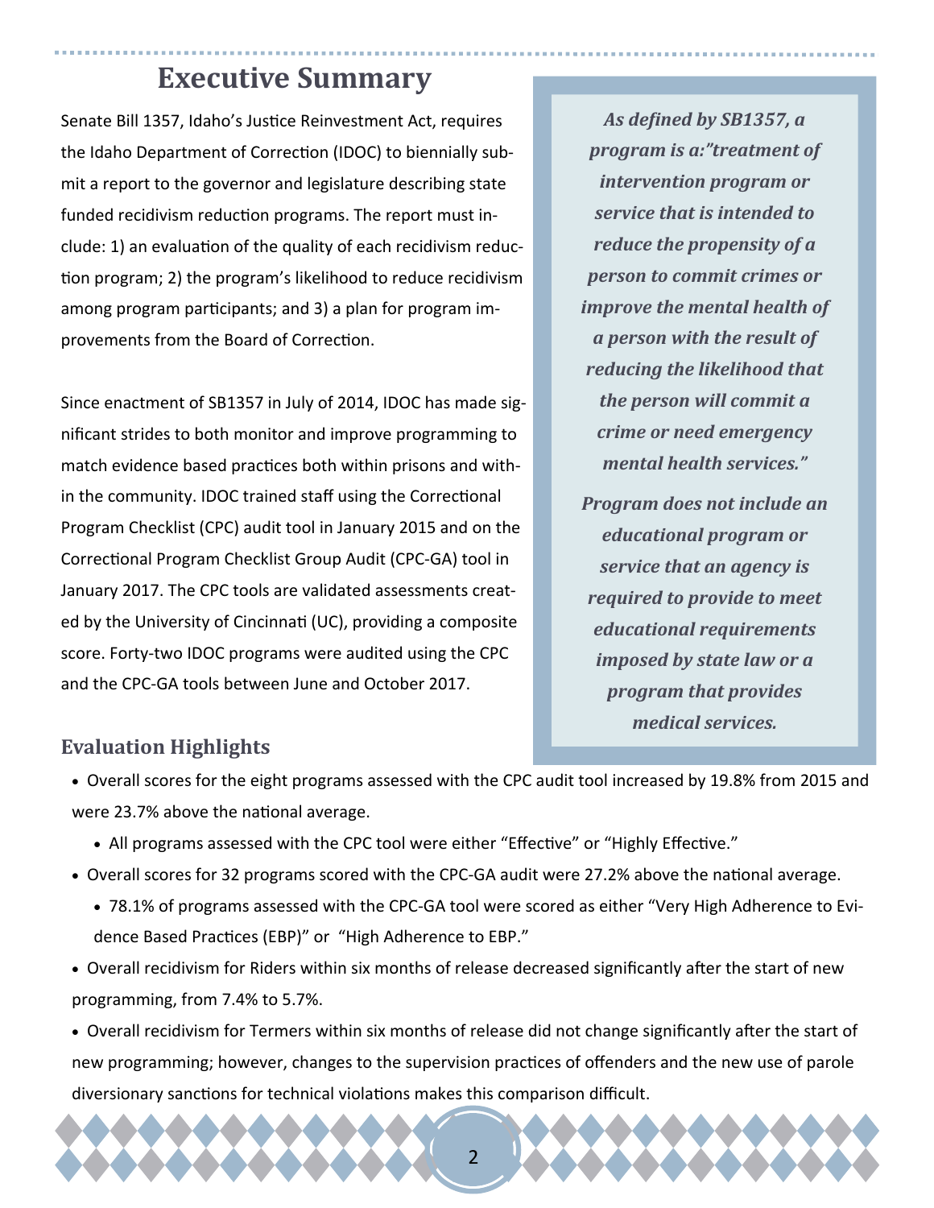# Executive Summary

Senate Bill 1357, Idaho's Justice Reinvestment Act, requires the Idaho Department of Correction (IDOC) to biennially submit a report to the governor and legislature describing state funded recidivism reduction programs. The report must include: 1) an evaluation of the quality of each recidivism reduction program; 2) the program's likelihood to reduce recidivism among program participants; and 3) a plan for program improvements from the Board of Correction.

Since enactment of SB1357 in July of 2014, IDOC has made significant strides to both monitor and improve programming to match evidence based practices both within prisons and within the community. IDOC trained staff using the Correctional Program Checklist (CPC) audit tool in January 2015 and on the Correctional Program Checklist Group Audit (CPC-GA) tool in January 2017. The CPC tools are validated assessments created by the University of Cincinnati (UC), providing a composite score. Forty-two IDOC programs were audited using the CPC and the CPC-GA tools between June and October 2017.

> ***As defined by SB1357, a program is a:"treatment of intervention program or service that is intended to reduce the propensity of a person to commit crimes or improve the mental health of a person with the result of reducing the likelihood that the person will commit a crime or need emergency mental health services."***
>
> ***Program does not include an educational program or service that an agency is required to provide to meet educational requirements imposed by state law or a program that provides medical services.***

## Evaluation Highlights

- Overall scores for the eight programs assessed with the CPC audit tool increased by 19.8% from 2015 and were 23.7% above the national average.
  - All programs assessed with the CPC tool were either "Effective" or "Highly Effective."
- Overall scores for 32 programs scored with the CPC-GA audit were 27.2% above the national average.
  - 78.1% of programs assessed with the CPC-GA tool were scored as either "Very High Adherence to Evidence Based Practices (EBP)" or "High Adherence to EBP."
- Overall recidivism for Riders within six months of release decreased significantly after the start of new programming, from 7.4% to 5.7%.
- Overall recidivism for Termers within six months of release did not change significantly after the start of new programming; however, changes to the supervision practices of offenders and the new use of parole diversionary sanctions for technical violations makes this comparison difficult.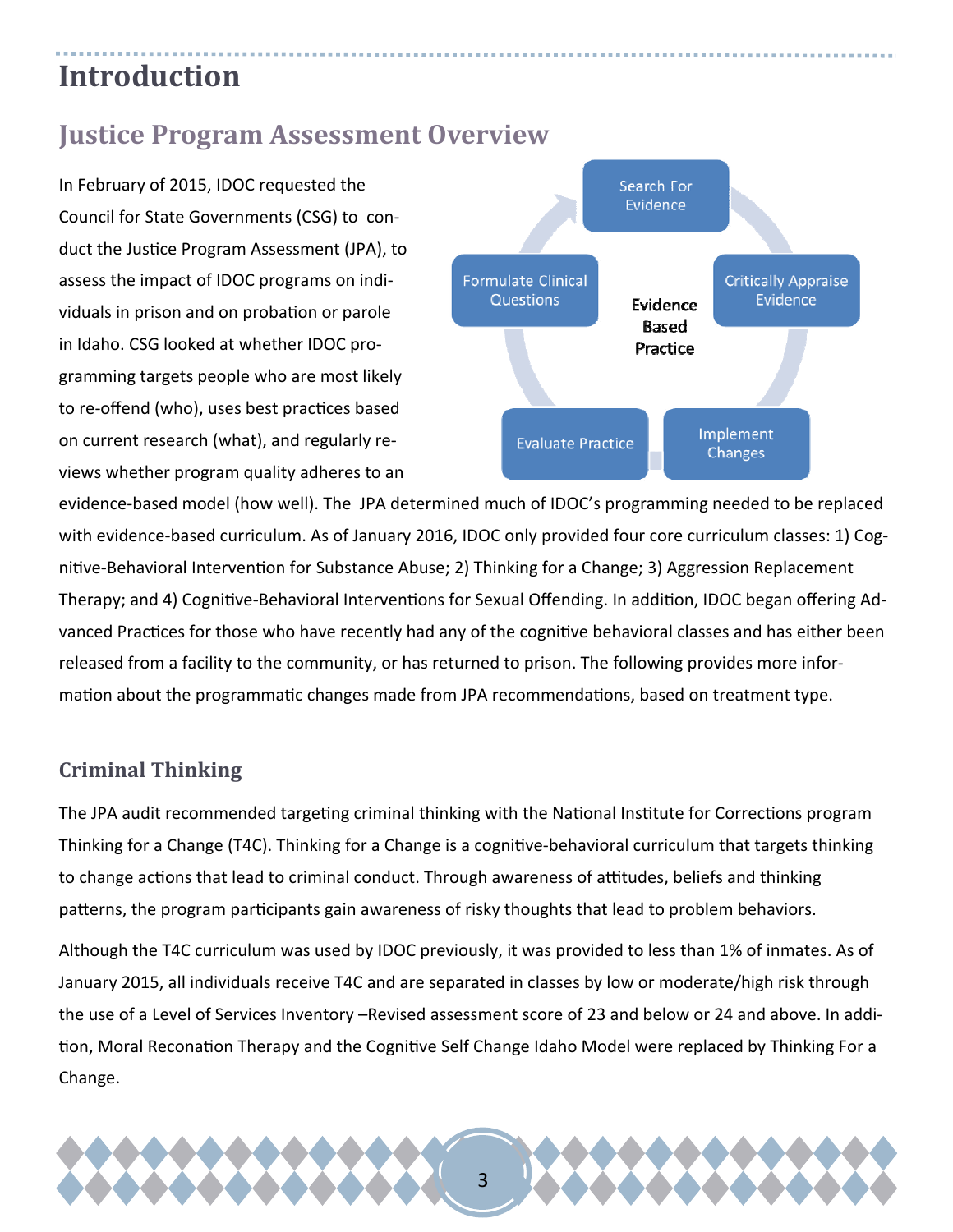# Introduction

## Justice Program Assessment Overview

Search For Evidence

Critically Appraise Evidence

Implement Changes

Evaluate Practice

Formulate Clinical Questions

Evidence Based Practice

In February of 2015, IDOC requested the Council for State Governments (CSG) to conduct the Justice Program Assessment (JPA), to assess the impact of IDOC programs on individuals in prison and on probation or parole in Idaho. CSG looked at whether IDOC programming targets people who are most likely to re-offend (who), uses best practices based on current research (what), and regularly reviews whether program quality adheres to an evidence-based model (how well). The JPA determined much of IDOC's programming needed to be replaced with evidence-based curriculum. As of January 2016, IDOC only provided four core curriculum classes: 1) Cognitive-Behavioral Intervention for Substance Abuse; 2) Thinking for a Change; 3) Aggression Replacement Therapy; and 4) Cognitive-Behavioral Interventions for Sexual Offending. In addition, IDOC began offering Advanced Practices for those who have recently had any of the cognitive behavioral classes and has either been released from a facility to the community, or has returned to prison. The following provides more information about the programmatic changes made from JPA recommendations, based on treatment type.

### Criminal Thinking

The JPA audit recommended targeting criminal thinking with the National Institute for Corrections program Thinking for a Change (T4C). Thinking for a Change is a cognitive-behavioral curriculum that targets thinking to change actions that lead to criminal conduct. Through awareness of attitudes, beliefs and thinking patterns, the program participants gain awareness of risky thoughts that lead to problem behaviors.

Although the T4C curriculum was used by IDOC previously, it was provided to less than 1% of inmates. As of January 2015, all individuals receive T4C and are separated in classes by low or moderate/high risk through the use of a Level of Services Inventory –Revised assessment score of 23 and below or 24 and above. In addition, Moral Reconation Therapy and the Cognitive Self Change Idaho Model were replaced by Thinking For a Change.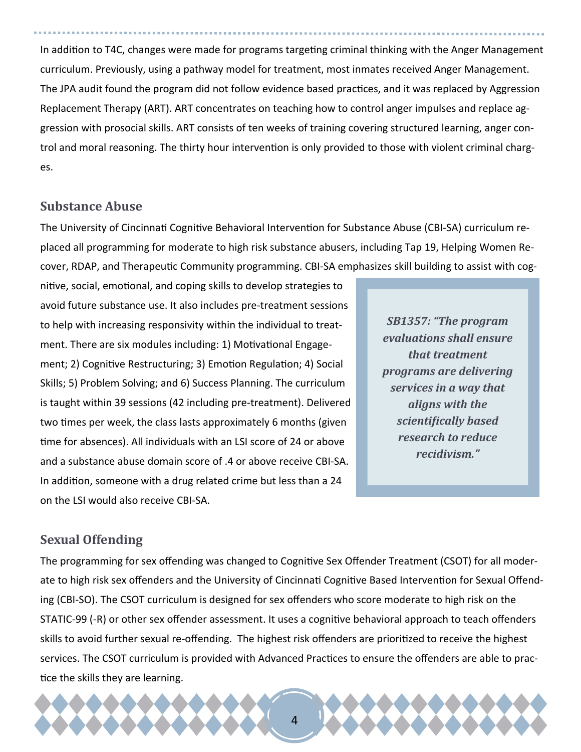In addition to T4C, changes were made for programs targeting criminal thinking with the Anger Management curriculum. Previously, using a pathway model for treatment, most inmates received Anger Management. The JPA audit found the program did not follow evidence based practices, and it was replaced by Aggression Replacement Therapy (ART). ART concentrates on teaching how to control anger impulses and replace aggression with prosocial skills. ART consists of ten weeks of training covering structured learning, anger control and moral reasoning. The thirty hour intervention is only provided to those with violent criminal charges.

## Substance Abuse

The University of Cincinnati Cognitive Behavioral Intervention for Substance Abuse (CBI-SA) curriculum replaced all programming for moderate to high risk substance abusers, including Tap 19, Helping Women Recover, RDAP, and Therapeutic Community programming. CBI-SA emphasizes skill building to assist with cognitive, social, emotional, and coping skills to develop strategies to avoid future substance use. It also includes pre-treatment sessions to help with increasing responsivity within the individual to treatment. There are six modules including: 1) Motivational Engagement; 2) Cognitive Restructuring; 3) Emotion Regulation; 4) Social Skills; 5) Problem Solving; and 6) Success Planning. The curriculum is taught within 39 sessions (42 including pre-treatment). Delivered two times per week, the class lasts approximately 6 months (given time for absences). All individuals with an LSI score of 24 or above and a substance abuse domain score of .4 or above receive CBI-SA. In addition, someone with a drug related crime but less than a 24 on the LSI would also receive CBI-SA.

> ***SB1357: "The program evaluations shall ensure that treatment programs are delivering services in a way that aligns with the scientifically based research to reduce recidivism."***

## Sexual Offending

The programming for sex offending was changed to Cognitive Sex Offender Treatment (CSOT) for all moderate to high risk sex offenders and the University of Cincinnati Cognitive Based Intervention for Sexual Offending (CBI-SO). The CSOT curriculum is designed for sex offenders who score moderate to high risk on the STATIC-99 (-R) or other sex offender assessment. It uses a cognitive behavioral approach to teach offenders skills to avoid further sexual re-offending. The highest risk offenders are prioritized to receive the highest services. The CSOT curriculum is provided with Advanced Practices to ensure the offenders are able to practice the skills they are learning.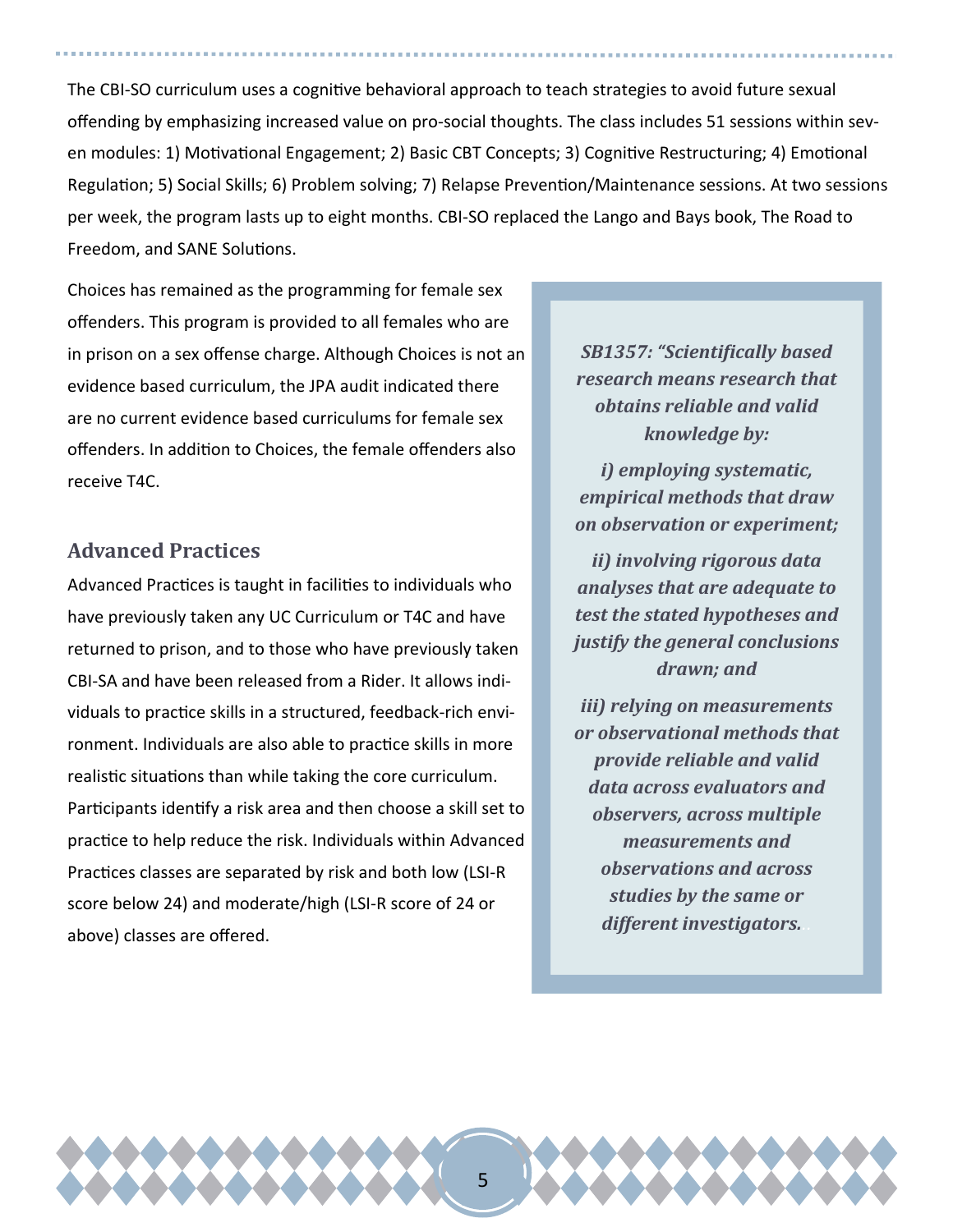The CBI-SO curriculum uses a cognitive behavioral approach to teach strategies to avoid future sexual offending by emphasizing increased value on pro-social thoughts. The class includes 51 sessions within seven modules: 1) Motivational Engagement; 2) Basic CBT Concepts; 3) Cognitive Restructuring; 4) Emotional Regulation; 5) Social Skills; 6) Problem solving; 7) Relapse Prevention/Maintenance sessions. At two sessions per week, the program lasts up to eight months. CBI-SO replaced the Lango and Bays book, The Road to Freedom, and SANE Solutions.

Choices has remained as the programming for female sex offenders. This program is provided to all females who are in prison on a sex offense charge. Although Choices is not an evidence based curriculum, the JPA audit indicated there are no current evidence based curriculums for female sex offenders. In addition to Choices, the female offenders also receive T4C.

## Advanced Practices

Advanced Practices is taught in facilities to individuals who have previously taken any UC Curriculum or T4C and have returned to prison, and to those who have previously taken CBI-SA and have been released from a Rider. It allows individuals to practice skills in a structured, feedback-rich environment. Individuals are also able to practice skills in more realistic situations than while taking the core curriculum. Participants identify a risk area and then choose a skill set to practice to help reduce the risk. Individuals within Advanced Practices classes are separated by risk and both low (LSI-R score below 24) and moderate/high (LSI-R score of 24 or above) classes are offered.

> ***SB1357: "Scientifically based research means research that obtains reliable and valid knowledge by:***
>
> ***i) employing systematic, empirical methods that draw on observation or experiment;***
>
> ***ii) involving rigorous data analyses that are adequate to test the stated hypotheses and justify the general conclusions drawn; and***
>
> ***iii) relying on measurements or observational methods that provide reliable and valid data across evaluators and observers, across multiple measurements and observations and across studies by the same or different investigators.***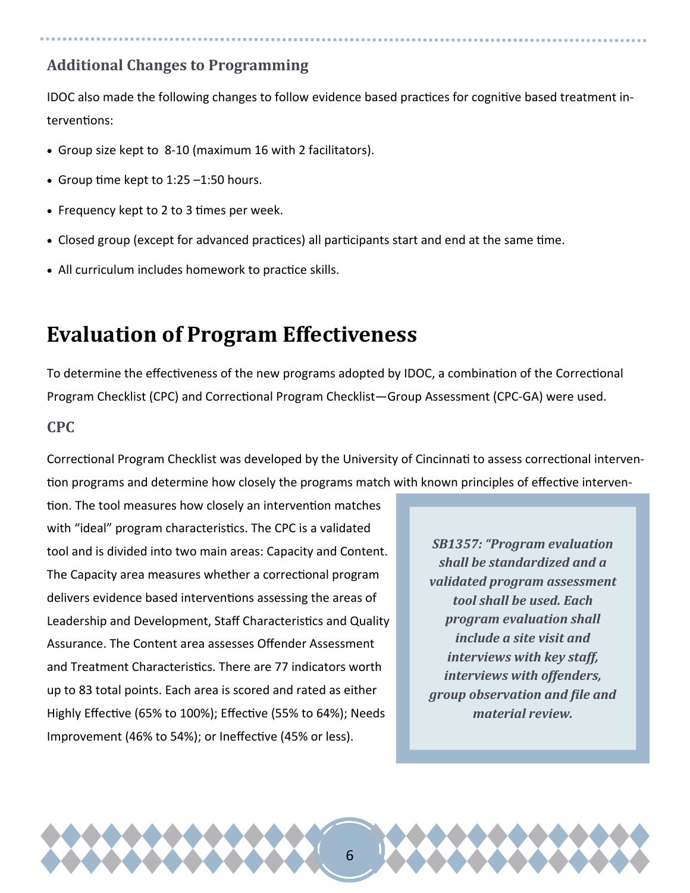### Additional Changes to Programming

IDOC also made the following changes to follow evidence based practices for cognitive based treatment interventions:

- Group size kept to 8-10 (maximum 16 with 2 facilitators).
- Group time kept to 1:25 –1:50 hours.
- Frequency kept to 2 to 3 times per week.
- Closed group (except for advanced practices) all participants start and end at the same time.
- All curriculum includes homework to practice skills.

## Evaluation of Program Effectiveness

To determine the effectiveness of the new programs adopted by IDOC, a combination of the Correctional Program Checklist (CPC) and Correctional Program Checklist—Group Assessment (CPC-GA) were used.

### CPC

Correctional Program Checklist was developed by the University of Cincinnati to assess correctional intervention programs and determine how closely the programs match with known principles of effective intervention. The tool measures how closely an intervention matches with "ideal" program characteristics. The CPC is a validated tool and is divided into two main areas: Capacity and Content. The Capacity area measures whether a correctional program delivers evidence based interventions assessing the areas of Leadership and Development, Staff Characteristics and Quality Assurance. The Content area assesses Offender Assessment and Treatment Characteristics. There are 77 indicators worth up to 83 total points. Each area is scored and rated as either Highly Effective (65% to 100%); Effective (55% to 64%); Needs Improvement (46% to 54%); or Ineffective (45% or less).

> ***SB1357: "Program evaluation shall be standardized and a validated program assessment tool shall be used. Each program evaluation shall include a site visit and interviews with key staff, interviews with offenders, group observation and file and material review.***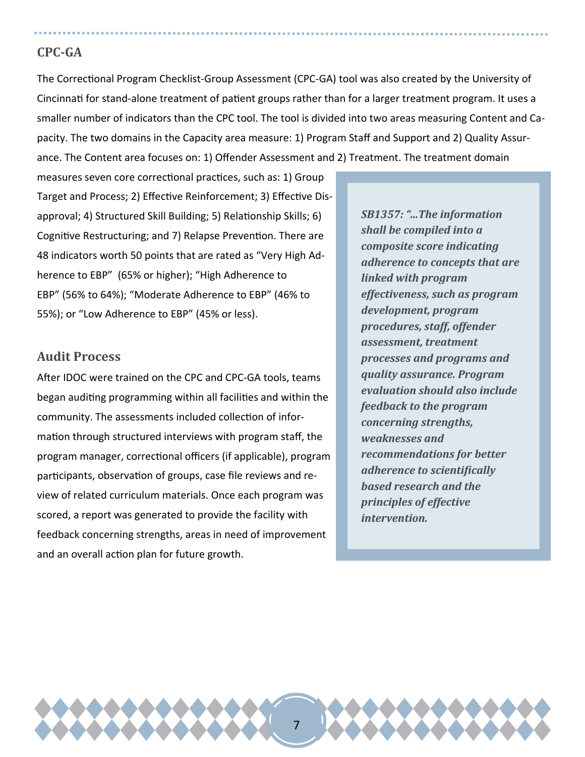## CPC-GA

The Correctional Program Checklist-Group Assessment (CPC-GA) tool was also created by the University of Cincinnati for stand-alone treatment of patient groups rather than for a larger treatment program. It uses a smaller number of indicators than the CPC tool. The tool is divided into two areas measuring Content and Capacity. The two domains in the Capacity area measure: 1) Program Staff and Support and 2) Quality Assurance. The Content area focuses on: 1) Offender Assessment and 2) Treatment. The treatment domain measures seven core correctional practices, such as: 1) Group Target and Process; 2) Effective Reinforcement; 3) Effective Disapproval; 4) Structured Skill Building; 5) Relationship Skills; 6) Cognitive Restructuring; and 7) Relapse Prevention. There are 48 indicators worth 50 points that are rated as "Very High Adherence to EBP" (65% or higher); "High Adherence to EBP" (56% to 64%); "Moderate Adherence to EBP" (46% to 55%); or "Low Adherence to EBP" (45% or less).

> ***SB1357: "...The information shall be compiled into a composite score indicating adherence to concepts that are linked with program effectiveness, such as program development, program procedures, staff, offender assessment, treatment processes and programs and quality assurance. Program evaluation should also include feedback to the program concerning strengths, weaknesses and recommendations for better adherence to scientifically based research and the principles of effective intervention.***

## Audit Process

After IDOC were trained on the CPC and CPC-GA tools, teams began auditing programming within all facilities and within the community. The assessments included collection of information through structured interviews with program staff, the program manager, correctional officers (if applicable), program participants, observation of groups, case file reviews and review of related curriculum materials. Once each program was scored, a report was generated to provide the facility with feedback concerning strengths, areas in need of improvement and an overall action plan for future growth.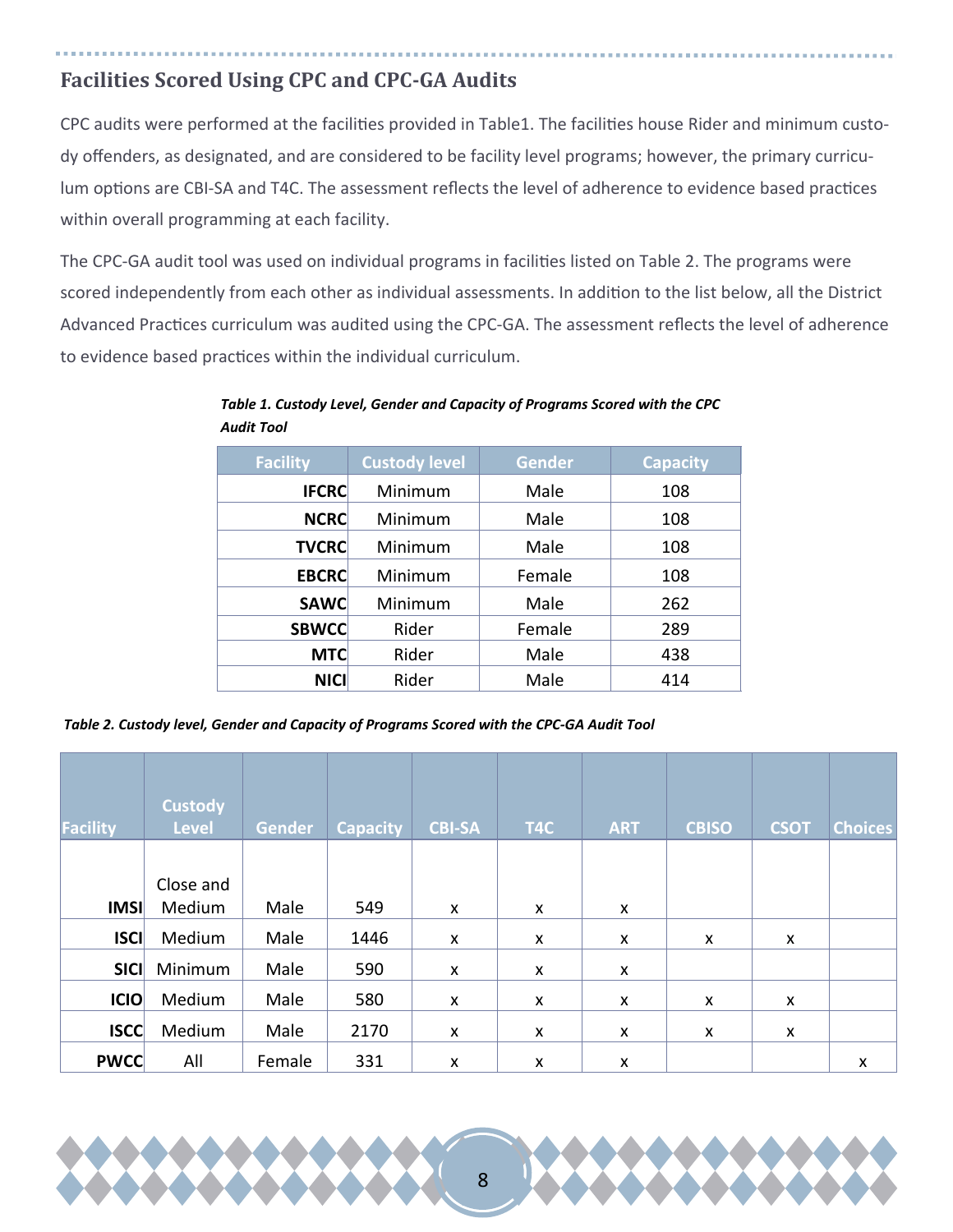## Facilities Scored Using CPC and CPC-GA Audits

CPC audits were performed at the facilities provided in Table1. The facilities house Rider and minimum custody offenders, as designated, and are considered to be facility level programs; however, the primary curriculum options are CBI-SA and T4C. The assessment reflects the level of adherence to evidence based practices within overall programming at each facility.

The CPC-GA audit tool was used on individual programs in facilities listed on Table 2. The programs were scored independently from each other as individual assessments. In addition to the list below, all the District Advanced Practices curriculum was audited using the CPC-GA. The assessment reflects the level of adherence to evidence based practices within the individual curriculum.

***Table 1. Custody Level, Gender and Capacity of Programs Scored with the CPC Audit Tool***

| Facility | Custody level | Gender | Capacity |
|---|---|---|---|
| **IFCRC** | Minimum | Male | 108 |
| **NCRC** | Minimum | Male | 108 |
| **TVCRC** | Minimum | Male | 108 |
| **EBCRC** | Minimum | Female | 108 |
| **SAWC** | Minimum | Male | 262 |
| **SBWCC** | Rider | Female | 289 |
| **MTC** | Rider | Male | 438 |
| **NICI** | Rider | Male | 414 |

***Table 2. Custody level, Gender and Capacity of Programs Scored with the CPC-GA Audit Tool***

| Facility | Custody Level | Gender | Capacity | CBI-SA | T4C | ART | CBISO | CSOT | Choices |
|---|---|---|---|---|---|---|---|---|---|
| **IMSI** | Close and Medium | Male | 549 | x | x | x | | | |
| **ISCI** | Medium | Male | 1446 | x | x | x | x | x | |
| **SICI** | Minimum | Male | 590 | x | x | x | | | |
| **ICIO** | Medium | Male | 580 | x | x | x | x | x | |
| **ISCC** | Medium | Male | 2170 | x | x | x | x | x | |
| **PWCC** | All | Female | 331 | x | x | x | | | x |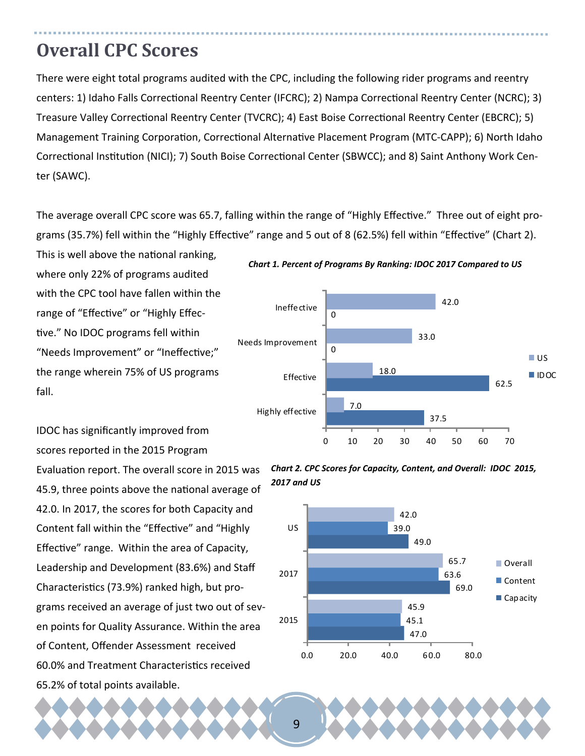# Overall CPC Scores

There were eight total programs audited with the CPC, including the following rider programs and reentry centers: 1) Idaho Falls Correctional Reentry Center (IFCRC); 2) Nampa Correctional Reentry Center (NCRC); 3) Treasure Valley Correctional Reentry Center (TVCRC); 4) East Boise Correctional Reentry Center (EBCRC); 5) Management Training Corporation, Correctional Alternative Placement Program (MTC-CAPP); 6) North Idaho Correctional Institution (NICI); 7) South Boise Correctional Center (SBWCC); and 8) Saint Anthony Work Center (SAWC).

The average overall CPC score was 65.7, falling within the range of "Highly Effective." Three out of eight programs (35.7%) fell within the "Highly Effective" range and 5 out of 8 (62.5%) fell within "Effective" (Chart 2). This is well above the national ranking, where only 22% of programs audited with the CPC tool have fallen within the range of "Effective" or "Highly Effective." No IDOC programs fell within "Needs Improvement" or "Ineffective;" the range wherein 75% of US programs fall.

***Chart 1. Percent of Programs By Ranking: IDOC 2017 Compared to US***

| Ranking | US | IDOC |
|---|---|---|
| Ineffective | 42.0 | 0 |
| Needs Improvement | 33.0 | 0 |
| Effective | 18.0 | 62.5 |
| Highly effective | 7.0 | 37.5 |

IDOC has significantly improved from scores reported in the 2015 Program Evaluation report. The overall score in 2015 was 45.9, three points above the national average of 42.0. In 2017, the scores for both Capacity and Content fall within the "Effective" and "Highly Effective" range. Within the area of Capacity, Leadership and Development (83.6%) and Staff Characteristics (73.9%) ranked high, but programs received an average of just two out of seven points for Quality Assurance. Within the area of Content, Offender Assessment received 60.0% and Treatment Characteristics received 65.2% of total points available.

***Chart 2. CPC Scores for Capacity, Content, and Overall: IDOC 2015, 2017 and US***

| | Overall | Content | Capacity |
|---|---|---|---|
| US | 42.0 | 39.0 | 49.0 |
| 2017 | 65.7 | 63.6 | 69.0 |
| 2015 | 45.9 | 45.1 | 47.0 |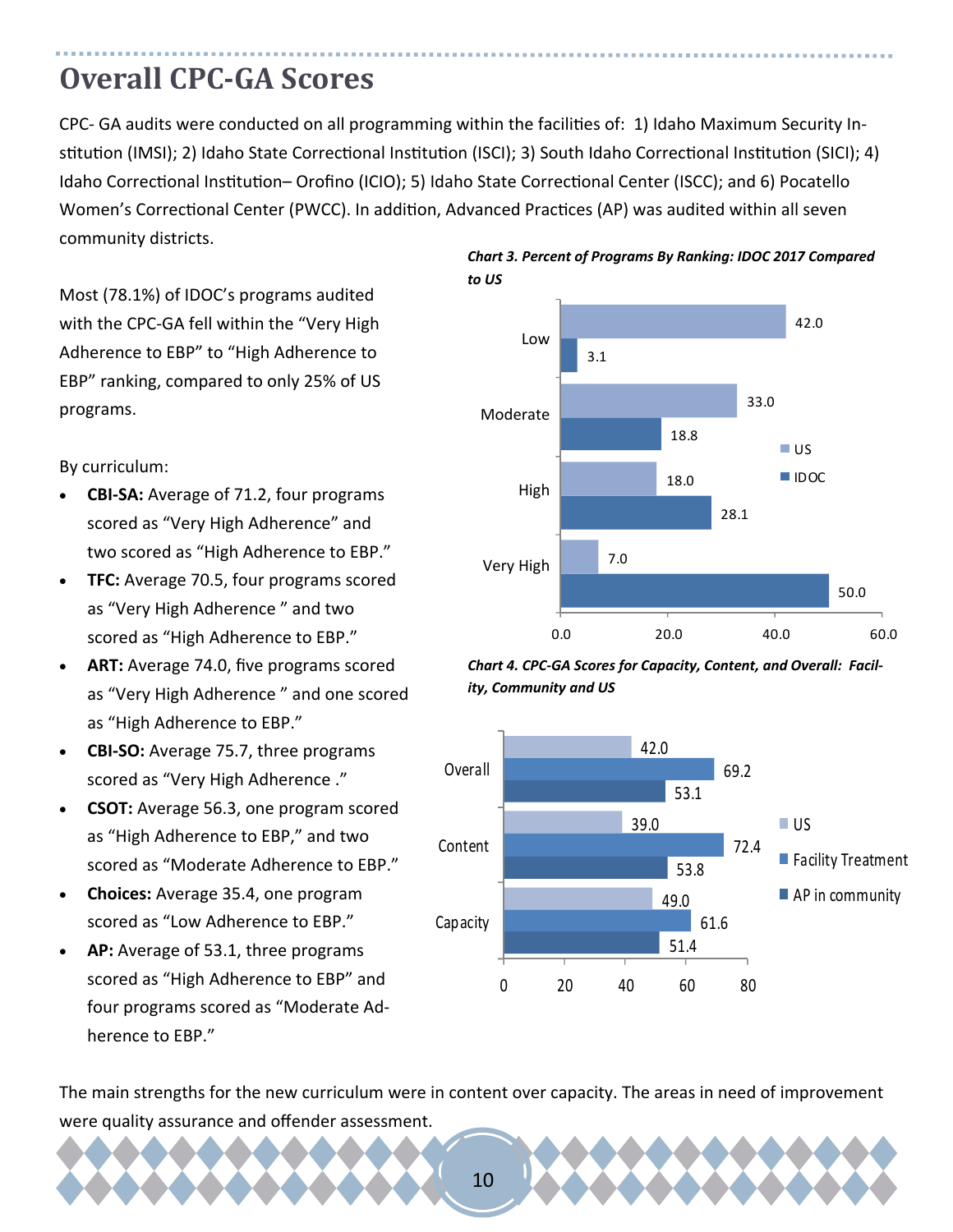# Overall CPC-GA Scores

CPC- GA audits were conducted on all programming within the facilities of: 1) Idaho Maximum Security Institution (IMSI); 2) Idaho State Correctional Institution (ISCI); 3) South Idaho Correctional Institution (SICI); 4) Idaho Correctional Institution– Orofino (ICIO); 5) Idaho State Correctional Center (ISCC); and 6) Pocatello Women's Correctional Center (PWCC). In addition, Advanced Practices (AP) was audited within all seven community districts.

Most (78.1%) of IDOC's programs audited with the CPC-GA fell within the "Very High Adherence to EBP" to "High Adherence to EBP" ranking, compared to only 25% of US programs.

By curriculum:

- **CBI-SA:** Average of 71.2, four programs scored as "Very High Adherence" and two scored as "High Adherence to EBP."
- **TFC:** Average 70.5, four programs scored as "Very High Adherence " and two scored as "High Adherence to EBP."
- **ART:** Average 74.0, five programs scored as "Very High Adherence " and one scored as "High Adherence to EBP."
- **CBI-SO:** Average 75.7, three programs scored as "Very High Adherence ."
- **CSOT:** Average 56.3, one program scored as "High Adherence to EBP," and two scored as "Moderate Adherence to EBP."
- **Choices:** Average 35.4, one program scored as "Low Adherence to EBP."
- **AP:** Average of 53.1, three programs scored as "High Adherence to EBP" and four programs scored as "Moderate Adherence to EBP."

***Chart 3. Percent of Programs By Ranking: IDOC 2017 Compared to US***

| Ranking | US | IDOC |
|---|---|---|
| Low | 42.0 | 3.1 |
| Moderate | 33.0 | 18.8 |
| High | 18.0 | 28.1 |
| Very High | 7.0 | 50.0 |

***Chart 4. CPC-GA Scores for Capacity, Content, and Overall: Facility, Community and US***

| | US | Facility Treatment | AP in community |
|---|---|---|---|
| Overall | 42.0 | 69.2 | 53.1 |
| Content | 39.0 | 72.4 | 53.8 |
| Capacity | 49.0 | 61.6 | 51.4 |

The main strengths for the new curriculum were in content over capacity. The areas in need of improvement were quality assurance and offender assessment.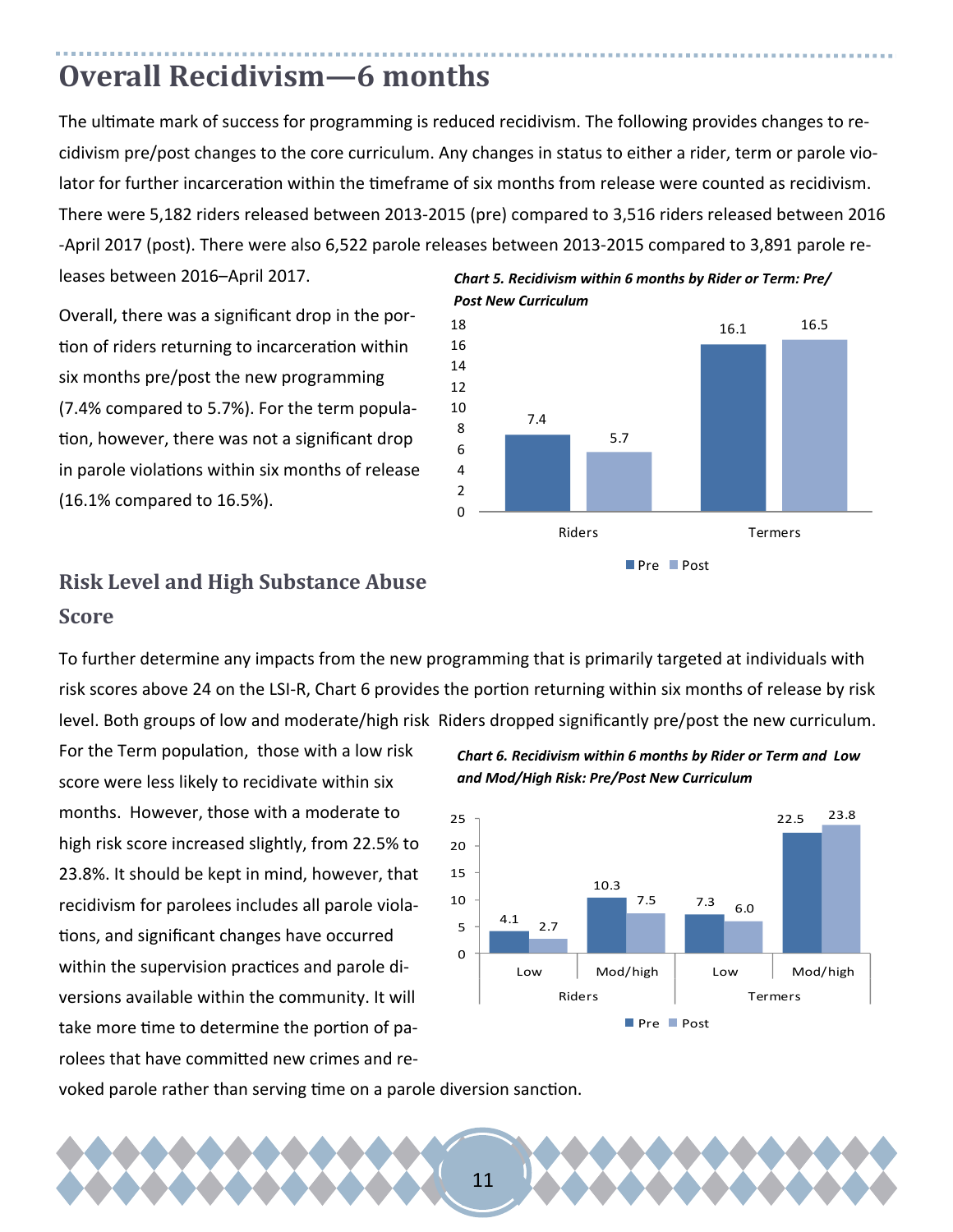# Overall Recidivism—6 months

The ultimate mark of success for programming is reduced recidivism. The following provides changes to recidivism pre/post changes to the core curriculum. Any changes in status to either a rider, term or parole violator for further incarceration within the timeframe of six months from release were counted as recidivism. There were 5,182 riders released between 2013-2015 (pre) compared to 3,516 riders released between 2016-April 2017 (post). There were also 6,522 parole releases between 2013-2015 compared to 3,891 parole releases between 2016–April 2017.

Overall, there was a significant drop in the portion of riders returning to incarceration within six months pre/post the new programming (7.4% compared to 5.7%). For the term population, however, there was not a significant drop in parole violations within six months of release (16.1% compared to 16.5%).

***Chart 5. Recidivism within 6 months by Rider or Term: Pre/Post New Curriculum***

| | Pre | Post |
|---|---|---|
| Riders | 7.4 | 5.7 |
| Termers | 16.1 | 16.5 |

## Risk Level and High Substance Abuse Score

To further determine any impacts from the new programming that is primarily targeted at individuals with risk scores above 24 on the LSI-R, Chart 6 provides the portion returning within six months of release by risk level. Both groups of low and moderate/high risk Riders dropped significantly pre/post the new curriculum.

For the Term population, those with a low risk score were less likely to recidivate within six months. However, those with a moderate to high risk score increased slightly, from 22.5% to 23.8%. It should be kept in mind, however, that recidivism for parolees includes all parole violations, and significant changes have occurred within the supervision practices and parole diversions available within the community. It will take more time to determine the portion of parolees that have committed new crimes and revoked parole rather than serving time on a parole diversion sanction.

***Chart 6. Recidivism within 6 months by Rider or Term and Low and Mod/High Risk: Pre/Post New Curriculum***

| | | Pre | Post |
|---|---|---|---|
| Riders | Low | 4.1 | 2.7 |
| Riders | Mod/high | 10.3 | 7.5 |
| Termers | Low | 7.3 | 6.0 |
| Termers | Mod/high | 22.5 | 23.8 |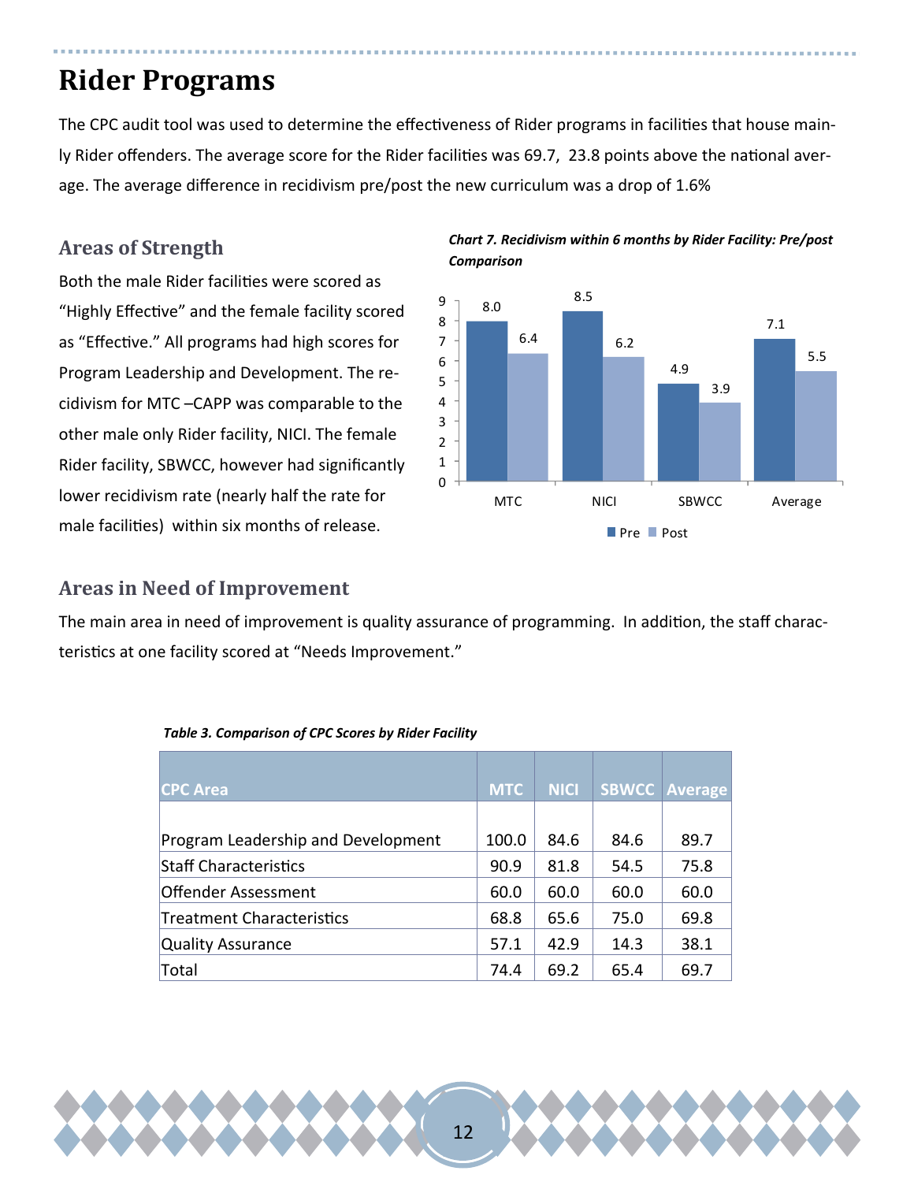# Rider Programs

The CPC audit tool was used to determine the effectiveness of Rider programs in facilities that house mainly Rider offenders. The average score for the Rider facilities was 69.7, 23.8 points above the national average. The average difference in recidivism pre/post the new curriculum was a drop of 1.6%

## Areas of Strength

Both the male Rider facilities were scored as "Highly Effective" and the female facility scored as "Effective." All programs had high scores for Program Leadership and Development. The recidivism for MTC –CAPP was comparable to the other male only Rider facility, NICI. The female Rider facility, SBWCC, however had significantly lower recidivism rate (nearly half the rate for male facilities) within six months of release.

*Chart 7. Recidivism within 6 months by Rider Facility: Pre/post Comparison*

| | MTC | NICI | SBWCC | Average |
|---|---|---|---|---|
| Pre | 8.0 | 8.5 | 4.9 | 7.1 |
| Post | 6.4 | 6.2 | 3.9 | 5.5 |

## Areas in Need of Improvement

The main area in need of improvement is quality assurance of programming. In addition, the staff characteristics at one facility scored at "Needs Improvement."

*Table 3. Comparison of CPC Scores by Rider Facility*

| CPC Area | MTC | NICI | SBWCC | Average |
|---|---|---|---|---|
| Program Leadership and Development | 100.0 | 84.6 | 84.6 | 89.7 |
| Staff Characteristics | 90.9 | 81.8 | 54.5 | 75.8 |
| Offender Assessment | 60.0 | 60.0 | 60.0 | 60.0 |
| Treatment Characteristics | 68.8 | 65.6 | 75.0 | 69.8 |
| Quality Assurance | 57.1 | 42.9 | 14.3 | 38.1 |
| Total | 74.4 | 69.2 | 65.4 | 69.7 |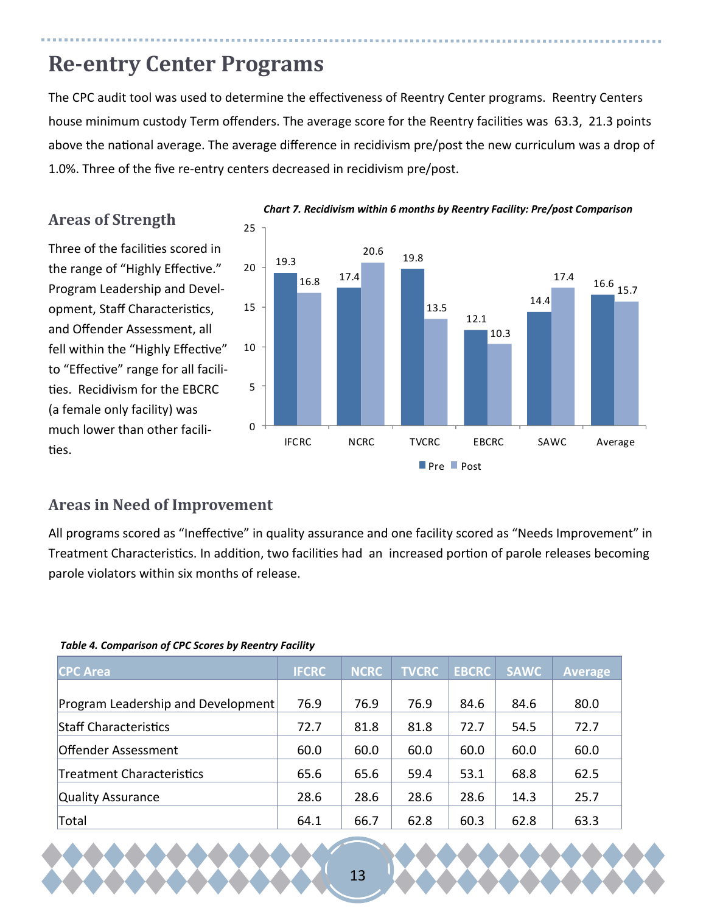# Re-entry Center Programs

The CPC audit tool was used to determine the effectiveness of Reentry Center programs. Reentry Centers house minimum custody Term offenders. The average score for the Reentry facilities was 63.3, 21.3 points above the national average. The average difference in recidivism pre/post the new curriculum was a drop of 1.0%. Three of the five re-entry centers decreased in recidivism pre/post.

## Areas of Strength

Three of the facilities scored in the range of "Highly Effective." Program Leadership and Development, Staff Characteristics, and Offender Assessment, all fell within the "Highly Effective" to "Effective" range for all facilities. Recidivism for the EBCRC (a female only facility) was much lower than other facilities.

***Chart 7. Recidivism within 6 months by Reentry Facility: Pre/post Comparison***

| Facility | Pre | Post |
|---|---|---|
| IFCRC | 19.3 | 16.8 |
| NCRC | 17.4 | 20.6 |
| TVCRC | 19.8 | 13.5 |
| EBCRC | 12.1 | 10.3 |
| SAWC | 14.4 | 17.4 |
| Average | 16.6 | 15.7 |

## Areas in Need of Improvement

All programs scored as "Ineffective" in quality assurance and one facility scored as "Needs Improvement" in Treatment Characteristics. In addition, two facilities had an increased portion of parole releases becoming parole violators within six months of release.

***Table 4. Comparison of CPC Scores by Reentry Facility***

| CPC Area | IFCRC | NCRC | TVCRC | EBCRC | SAWC | Average |
|---|---|---|---|---|---|---|
| Program Leadership and Development | 76.9 | 76.9 | 76.9 | 84.6 | 84.6 | 80.0 |
| Staff Characteristics | 72.7 | 81.8 | 81.8 | 72.7 | 54.5 | 72.7 |
| Offender Assessment | 60.0 | 60.0 | 60.0 | 60.0 | 60.0 | 60.0 |
| Treatment Characteristics | 65.6 | 65.6 | 59.4 | 53.1 | 68.8 | 62.5 |
| Quality Assurance | 28.6 | 28.6 | 28.6 | 28.6 | 14.3 | 25.7 |
| Total | 64.1 | 66.7 | 62.8 | 60.3 | 62.8 | 63.3 |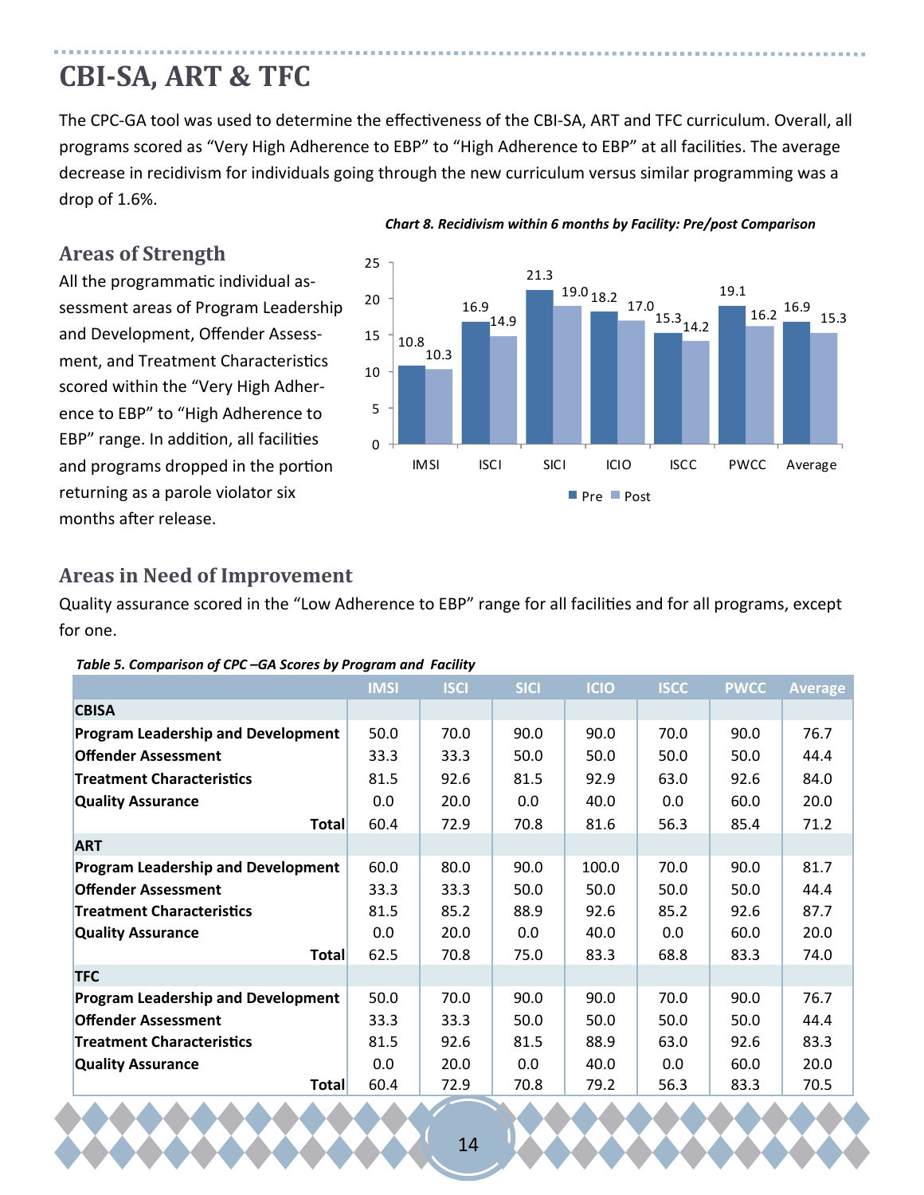# CBI-SA, ART & TFC

The CPC-GA tool was used to determine the effectiveness of the CBI-SA, ART and TFC curriculum. Overall, all programs scored as "Very High Adherence to EBP" to "High Adherence to EBP" at all facilities. The average decrease in recidivism for individuals going through the new curriculum versus similar programming was a drop of 1.6%.

## Areas of Strength

All the programmatic individual assessment areas of Program Leadership and Development, Offender Assessment, and Treatment Characteristics scored within the "Very High Adherence to EBP" to "High Adherence to EBP" range. In addition, all facilities and programs dropped in the portion returning as a parole violator six months after release.

***Chart 8. Recidivism within 6 months by Facility: Pre/post Comparison***

| | IMSI | ISCI | SICI | ICIO | ISCC | PWCC | Average |
|---|---|---|---|---|---|---|---|
| Pre | 10.8 | 16.9 | 21.3 | 18.2 | 15.3 | 19.1 | 16.9 |
| Post | 10.3 | 14.9 | 19.0 | 17.0 | 14.2 | 16.2 | 15.3 |

## Areas in Need of Improvement

Quality assurance scored in the "Low Adherence to EBP" range for all facilities and for all programs, except for one.

***Table 5. Comparison of CPC –GA Scores by Program and Facility***

| | IMSI | ISCI | SICI | ICIO | ISCC | PWCC | Average |
|---|---|---|---|---|---|---|---|
| **CBISA** | | | | | | | |
| **Program Leadership and Development** | 50.0 | 70.0 | 90.0 | 90.0 | 70.0 | 90.0 | 76.7 |
| **Offender Assessment** | 33.3 | 33.3 | 50.0 | 50.0 | 50.0 | 50.0 | 44.4 |
| **Treatment Characteristics** | 81.5 | 92.6 | 81.5 | 92.9 | 63.0 | 92.6 | 84.0 |
| **Quality Assurance** | 0.0 | 20.0 | 0.0 | 40.0 | 0.0 | 60.0 | 20.0 |
| **Total** | 60.4 | 72.9 | 70.8 | 81.6 | 56.3 | 85.4 | 71.2 |
| **ART** | | | | | | | |
| **Program Leadership and Development** | 60.0 | 80.0 | 90.0 | 100.0 | 70.0 | 90.0 | 81.7 |
| **Offender Assessment** | 33.3 | 33.3 | 50.0 | 50.0 | 50.0 | 50.0 | 44.4 |
| **Treatment Characteristics** | 81.5 | 85.2 | 88.9 | 92.6 | 85.2 | 92.6 | 87.7 |
| **Quality Assurance** | 0.0 | 20.0 | 0.0 | 40.0 | 0.0 | 60.0 | 20.0 |
| **Total** | 62.5 | 70.8 | 75.0 | 83.3 | 68.8 | 83.3 | 74.0 |
| **TFC** | | | | | | | |
| **Program Leadership and Development** | 50.0 | 70.0 | 90.0 | 90.0 | 70.0 | 90.0 | 76.7 |
| **Offender Assessment** | 33.3 | 33.3 | 50.0 | 50.0 | 50.0 | 50.0 | 44.4 |
| **Treatment Characteristics** | 81.5 | 92.6 | 81.5 | 88.9 | 63.0 | 92.6 | 83.3 |
| **Quality Assurance** | 0.0 | 20.0 | 0.0 | 40.0 | 0.0 | 60.0 | 20.0 |
| **Total** | 60.4 | 72.9 | 70.8 | 79.2 | 56.3 | 83.3 | 70.5 |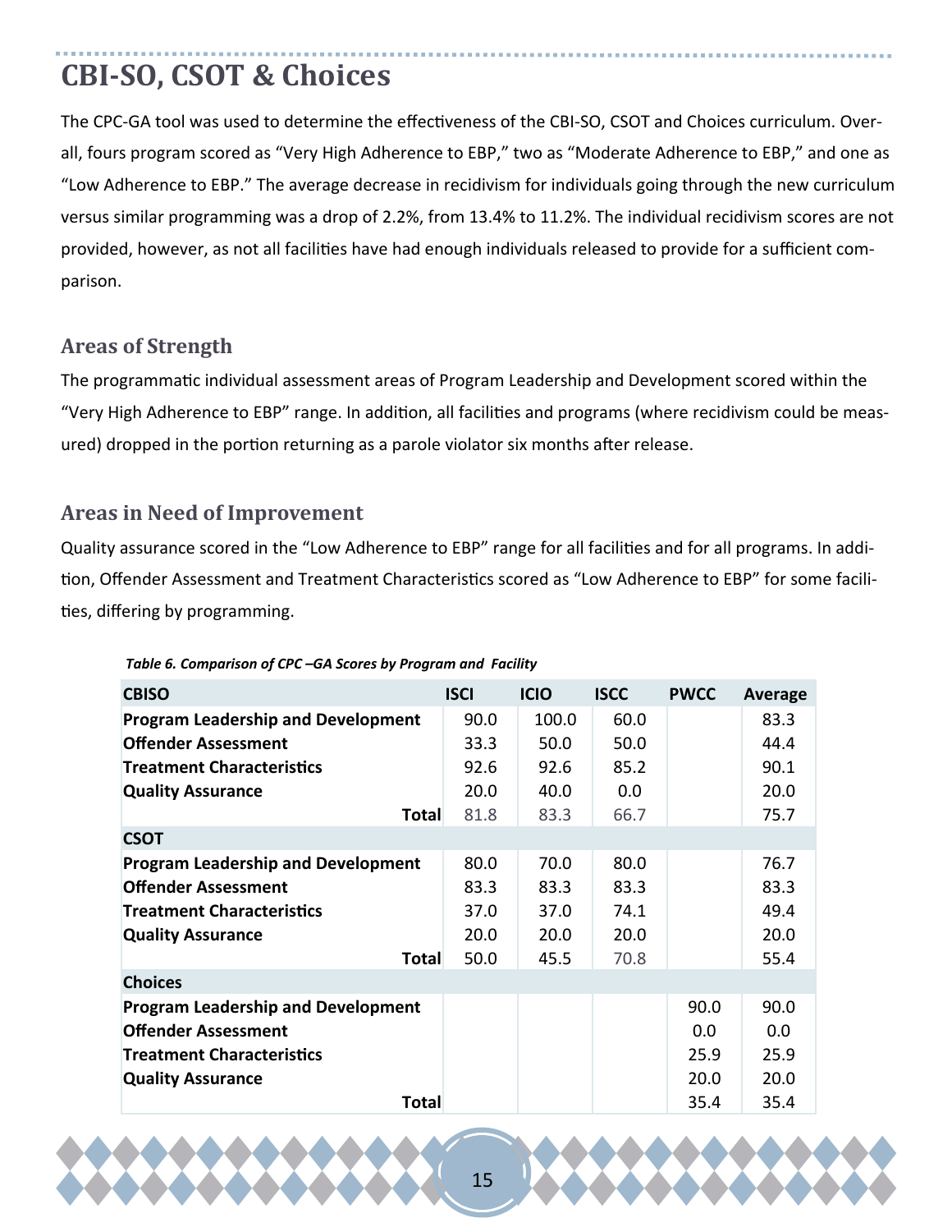# CBI-SO, CSOT & Choices

The CPC-GA tool was used to determine the effectiveness of the CBI-SO, CSOT and Choices curriculum. Overall, fours program scored as "Very High Adherence to EBP," two as "Moderate Adherence to EBP," and one as "Low Adherence to EBP." The average decrease in recidivism for individuals going through the new curriculum versus similar programming was a drop of 2.2%, from 13.4% to 11.2%. The individual recidivism scores are not provided, however, as not all facilities have had enough individuals released to provide for a sufficient comparison.

## Areas of Strength

The programmatic individual assessment areas of Program Leadership and Development scored within the "Very High Adherence to EBP" range. In addition, all facilities and programs (where recidivism could be measured) dropped in the portion returning as a parole violator six months after release.

## Areas in Need of Improvement

Quality assurance scored in the "Low Adherence to EBP" range for all facilities and for all programs. In addition, Offender Assessment and Treatment Characteristics scored as "Low Adherence to EBP" for some facilities, differing by programming.

*Table 6. Comparison of CPC –GA Scores by Program and Facility*

| CBISO | ISCI | ICIO | ISCC | PWCC | Average |
|---|---|---|---|---|---|
| **Program Leadership and Development** | 90.0 | 100.0 | 60.0 | | 83.3 |
| **Offender Assessment** | 33.3 | 50.0 | 50.0 | | 44.4 |
| **Treatment Characteristics** | 92.6 | 92.6 | 85.2 | | 90.1 |
| **Quality Assurance** | 20.0 | 40.0 | 0.0 | | 20.0 |
| **Total** | 81.8 | 83.3 | 66.7 | | 75.7 |
| **CSOT** | | | | | |
| **Program Leadership and Development** | 80.0 | 70.0 | 80.0 | | 76.7 |
| **Offender Assessment** | 83.3 | 83.3 | 83.3 | | 83.3 |
| **Treatment Characteristics** | 37.0 | 37.0 | 74.1 | | 49.4 |
| **Quality Assurance** | 20.0 | 20.0 | 20.0 | | 20.0 |
| **Total** | 50.0 | 45.5 | 70.8 | | 55.4 |
| **Choices** | | | | | |
| **Program Leadership and Development** | | | | 90.0 | 90.0 |
| **Offender Assessment** | | | | 0.0 | 0.0 |
| **Treatment Characteristics** | | | | 25.9 | 25.9 |
| **Quality Assurance** | | | | 20.0 | 20.0 |
| **Total** | | | | 35.4 | 35.4 |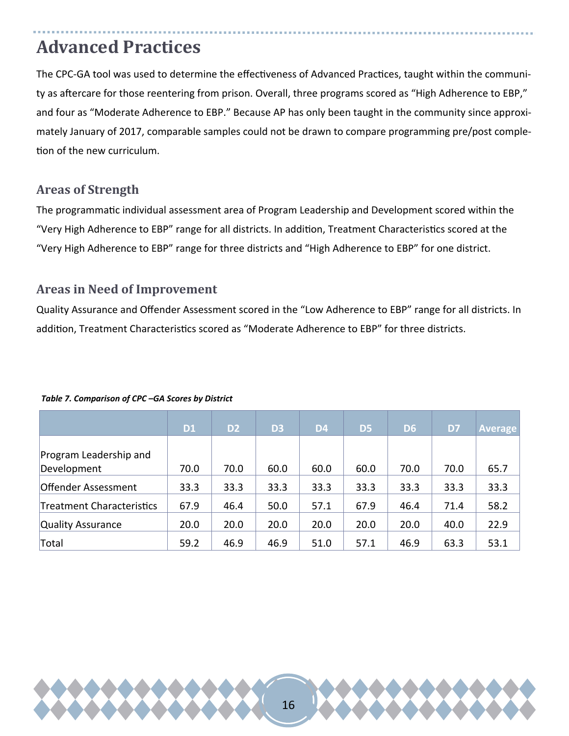# Advanced Practices

The CPC-GA tool was used to determine the effectiveness of Advanced Practices, taught within the community as aftercare for those reentering from prison. Overall, three programs scored as "High Adherence to EBP," and four as "Moderate Adherence to EBP." Because AP has only been taught in the community since approximately January of 2017, comparable samples could not be drawn to compare programming pre/post completion of the new curriculum.

## Areas of Strength

The programmatic individual assessment area of Program Leadership and Development scored within the "Very High Adherence to EBP" range for all districts. In addition, Treatment Characteristics scored at the "Very High Adherence to EBP" range for three districts and "High Adherence to EBP" for one district.

## Areas in Need of Improvement

Quality Assurance and Offender Assessment scored in the "Low Adherence to EBP" range for all districts. In addition, Treatment Characteristics scored as "Moderate Adherence to EBP" for three districts.

*Table 7. Comparison of CPC –GA Scores by District*

| | D1 | D2 | D3 | D4 | D5 | D6 | D7 | Average |
|---|---|---|---|---|---|---|---|---|
| Program Leadership and Development | 70.0 | 70.0 | 60.0 | 60.0 | 60.0 | 70.0 | 70.0 | 65.7 |
| Offender Assessment | 33.3 | 33.3 | 33.3 | 33.3 | 33.3 | 33.3 | 33.3 | 33.3 |
| Treatment Characteristics | 67.9 | 46.4 | 50.0 | 57.1 | 67.9 | 46.4 | 71.4 | 58.2 |
| Quality Assurance | 20.0 | 20.0 | 20.0 | 20.0 | 20.0 | 20.0 | 40.0 | 22.9 |
| Total | 59.2 | 46.9 | 46.9 | 51.0 | 57.1 | 46.9 | 63.3 | 53.1 |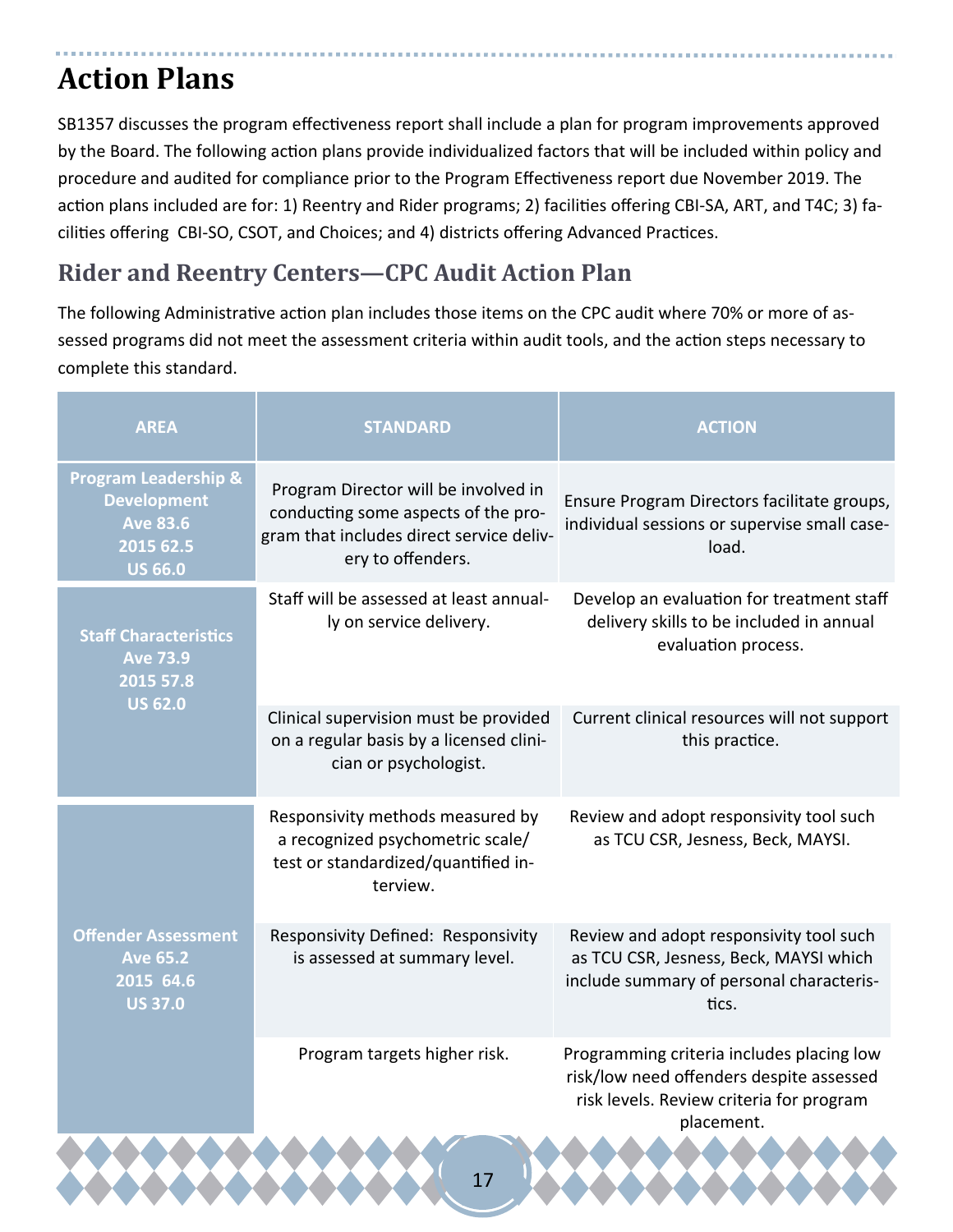# Action Plans

SB1357 discusses the program effectiveness report shall include a plan for program improvements approved by the Board. The following action plans provide individualized factors that will be included within policy and procedure and audited for compliance prior to the Program Effectiveness report due November 2019. The action plans included are for: 1) Reentry and Rider programs; 2) facilities offering CBI-SA, ART, and T4C; 3) facilities offering CBI-SO, CSOT, and Choices; and 4) districts offering Advanced Practices.

## Rider and Reentry Centers—CPC Audit Action Plan

The following Administrative action plan includes those items on the CPC audit where 70% or more of assessed programs did not meet the assessment criteria within audit tools, and the action steps necessary to complete this standard.

| AREA | STANDARD | ACTION |
|---|---|---|
| **Program Leadership & Development**<br>**Ave 83.6**<br>**2015 62.5**<br>**US 66.0** | Program Director will be involved in conducting some aspects of the program that includes direct service delivery to offenders. | Ensure Program Directors facilitate groups, individual sessions or supervise small caseload. |
| **Staff Characteristics**<br>**Ave 73.9**<br>**2015 57.8**<br>**US 62.0** | Staff will be assessed at least annually on service delivery. | Develop an evaluation for treatment staff delivery skills to be included in annual evaluation process. |
| | Clinical supervision must be provided on a regular basis by a licensed clinician or psychologist. | Current clinical resources will not support this practice. |
| **Offender Assessment**<br>**Ave 65.2**<br>**2015 64.6**<br>**US 37.0** | Responsivity methods measured by a recognized psychometric scale/test or standardized/quantified interview. | Review and adopt responsivity tool such as TCU CSR, Jesness, Beck, MAYSI. |
| | Responsivity Defined: Responsivity is assessed at summary level. | Review and adopt responsivity tool such as TCU CSR, Jesness, Beck, MAYSI which include summary of personal characteristics. |
| | Program targets higher risk. | Programming criteria includes placing low risk/low need offenders despite assessed risk levels. Review criteria for program placement. |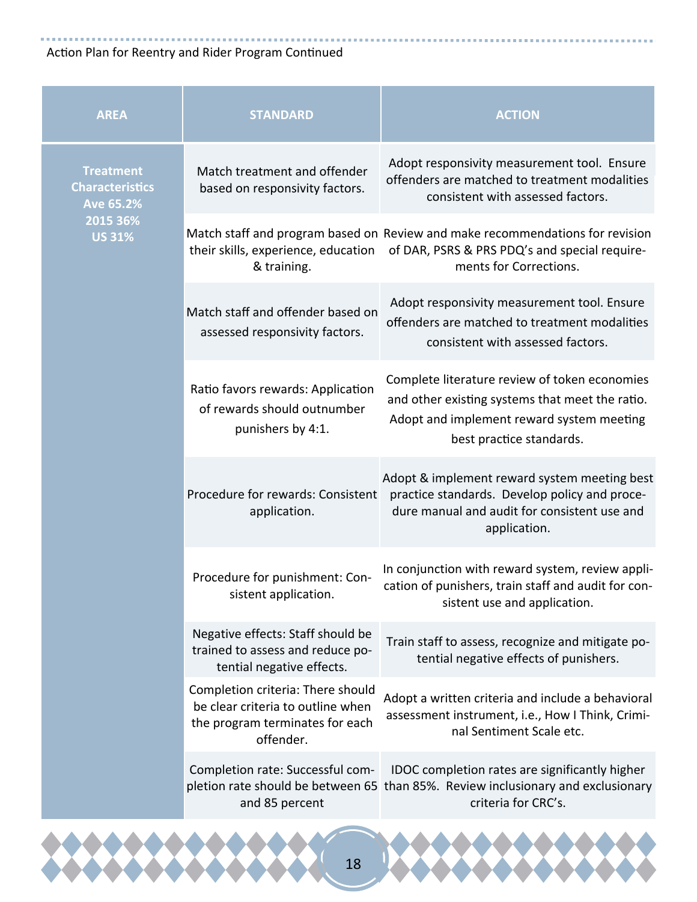Action Plan for Reentry and Rider Program Continued

| AREA | STANDARD | ACTION |
|---|---|---|
| **Treatment Characteristics Ave 65.2% 2015 36% US 31%** | Match treatment and offender based on responsivity factors. | Adopt responsivity measurement tool. Ensure offenders are matched to treatment modalities consistent with assessed factors. |
| | Match staff and program based on their skills, experience, education & training. | Review and make recommendations for revision of DAR, PSRS & PRS PDQ's and special requirements for Corrections. |
| | Match staff and offender based on assessed responsivity factors. | Adopt responsivity measurement tool. Ensure offenders are matched to treatment modalities consistent with assessed factors. |
| | Ratio favors rewards: Application of rewards should outnumber punishers by 4:1. | Complete literature review of token economies and other existing systems that meet the ratio. Adopt and implement reward system meeting best practice standards. |
| | Procedure for rewards: Consistent application. | Adopt & implement reward system meeting best practice standards. Develop policy and procedure manual and audit for consistent use and application. |
| | Procedure for punishment: Consistent application. | In conjunction with reward system, review application of punishers, train staff and audit for consistent use and application. |
| | Negative effects: Staff should be trained to assess and reduce potential negative effects. | Train staff to assess, recognize and mitigate potential negative effects of punishers. |
| | Completion criteria: There should be clear criteria to outline when the program terminates for each offender. | Adopt a written criteria and include a behavioral assessment instrument, i.e., How I Think, Criminal Sentiment Scale etc. |
| | Completion rate: Successful completion rate should be between 65 and 85 percent | IDOC completion rates are significantly higher than 85%. Review inclusionary and exclusionary criteria for CRC's. |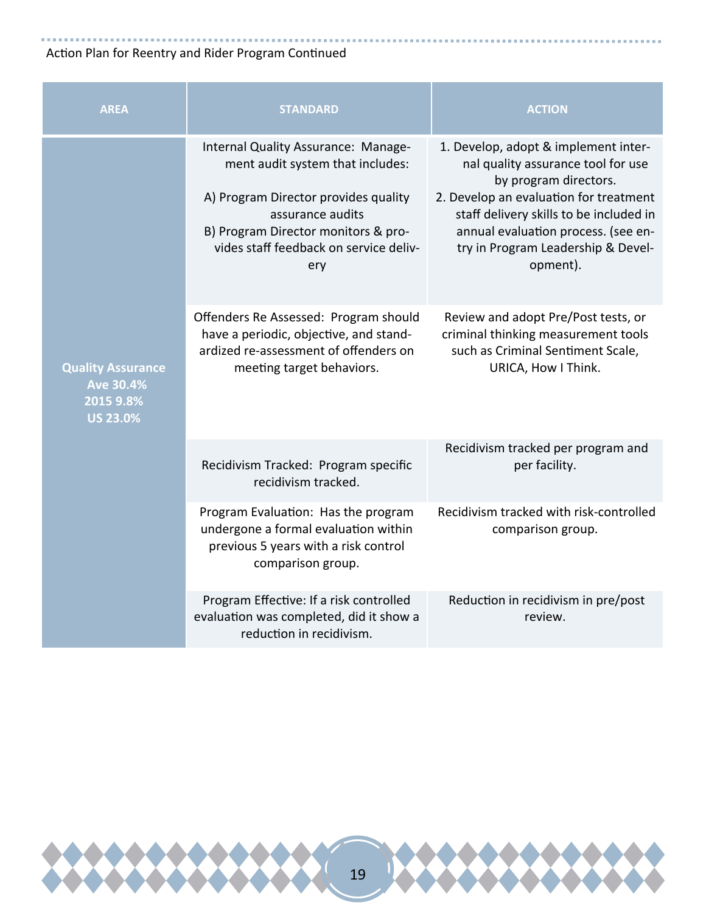Action Plan for Reentry and Rider Program Continued

| AREA | STANDARD | ACTION |
|---|---|---|
| **Quality Assurance Ave 30.4% 2015 9.8% US 23.0%** | Internal Quality Assurance: Management audit system that includes:<br><br>A) Program Director provides quality assurance audits<br>B) Program Director monitors & provides staff feedback on service delivery | 1. Develop, adopt & implement internal quality assurance tool for use by program directors.<br>2. Develop an evaluation for treatment staff delivery skills to be included in annual evaluation process. (see entry in Program Leadership & Development). |
| | Offenders Re Assessed: Program should have a periodic, objective, and standardized re-assessment of offenders on meeting target behaviors. | Review and adopt Pre/Post tests, or criminal thinking measurement tools such as Criminal Sentiment Scale, URICA, How I Think. |
| | Recidivism Tracked: Program specific recidivism tracked. | Recidivism tracked per program and per facility. |
| | Program Evaluation: Has the program undergone a formal evaluation within previous 5 years with a risk control comparison group. | Recidivism tracked with risk-controlled comparison group. |
| | Program Effective: If a risk controlled evaluation was completed, did it show a reduction in recidivism. | Reduction in recidivism in pre/post review. |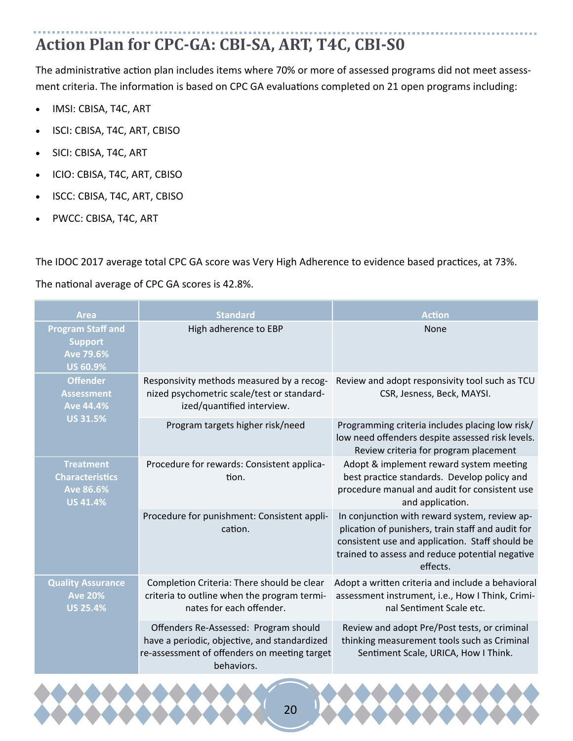## Action Plan for CPC-GA: CBI-SA, ART, T4C, CBI-S0

The administrative action plan includes items where 70% or more of assessed programs did not meet assessment criteria. The information is based on CPC GA evaluations completed on 21 open programs including:

- IMSI: CBISA, T4C, ART
- ISCI: CBISA, T4C, ART, CBISO
- SICI: CBISA, T4C, ART
- ICIO: CBISA, T4C, ART, CBISO
- ISCC: CBISA, T4C, ART, CBISO
- PWCC: CBISA, T4C, ART

The IDOC 2017 average total CPC GA score was Very High Adherence to evidence based practices, at 73%.

The national average of CPC GA scores is 42.8%.

| Area | Standard | Action |
|---|---|---|
| **Program Staff and Support** **Ave 79.6%** **US 60.9%** | High adherence to EBP | None |
| **Offender Assessment** **Ave 44.4%** **US 31.5%** | Responsivity methods measured by a recognized psychometric scale/test or standardized/quantified interview. | Review and adopt responsivity tool such as TCU CSR, Jesness, Beck, MAYSI. |
| | Program targets higher risk/need | Programming criteria includes placing low risk/low need offenders despite assessed risk levels. Review criteria for program placement |
| **Treatment Characteristics** **Ave 86.6%** **US 41.4%** | Procedure for rewards: Consistent application. | Adopt & implement reward system meeting best practice standards. Develop policy and procedure manual and audit for consistent use and application. |
| | Procedure for punishment: Consistent application. | In conjunction with reward system, review application of punishers, train staff and audit for consistent use and application. Staff should be trained to assess and reduce potential negative effects. |
| **Quality Assurance** **Ave 20%** **US 25.4%** | Completion Criteria: There should be clear criteria to outline when the program terminates for each offender. | Adopt a written criteria and include a behavioral assessment instrument, i.e., How I Think, Criminal Sentiment Scale etc. |
| | Offenders Re-Assessed: Program should have a periodic, objective, and standardized re-assessment of offenders on meeting target behaviors. | Review and adopt Pre/Post tests, or criminal thinking measurement tools such as Criminal Sentiment Scale, URICA, How I Think. |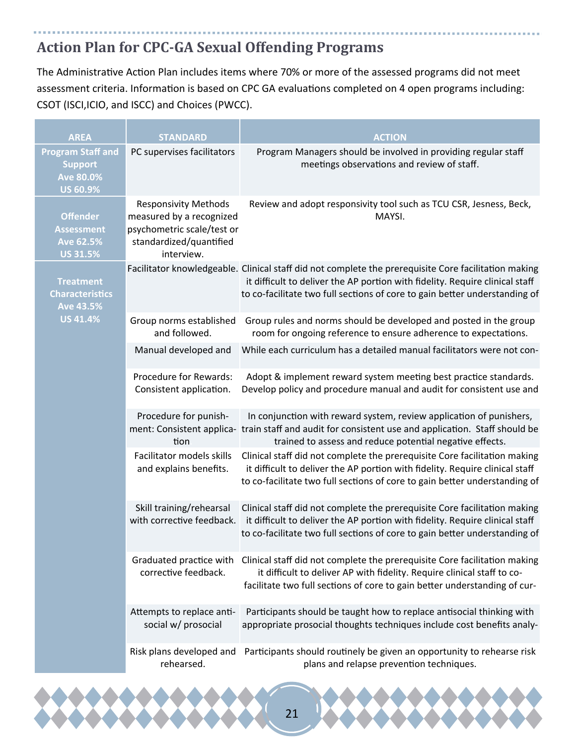## Action Plan for CPC-GA Sexual Offending Programs

The Administrative Action Plan includes items where 70% or more of the assessed programs did not meet assessment criteria. Information is based on CPC GA evaluations completed on 4 open programs including: CSOT (ISCI,ICIO, and ISCC) and Choices (PWCC).

| AREA | STANDARD | ACTION |
|---|---|---|
| **Program Staff and Support Ave 80.0% US 60.9%** | PC supervises facilitators | Program Managers should be involved in providing regular staff meetings observations and review of staff. |
| **Offender Assessment Ave 62.5% US 31.5%** | Responsivity Methods measured by a recognized psychometric scale/test or standardized/quantified interview. | Review and adopt responsivity tool such as TCU CSR, Jesness, Beck, MAYSI. |
| **Treatment Characteristics Ave 43.5% US 41.4%** | Facilitator knowledgeable. | Clinical staff did not complete the prerequisite Core facilitation making it difficult to deliver the AP portion with fidelity. Require clinical staff to co-facilitate two full sections of core to gain better understanding of |
| | Group norms established and followed. | Group rules and norms should be developed and posted in the group room for ongoing reference to ensure adherence to expectations. |
| | Manual developed and | While each curriculum has a detailed manual facilitators were not con- |
| | Procedure for Rewards: Consistent application. | Adopt & implement reward system meeting best practice standards. Develop policy and procedure manual and audit for consistent use and |
| | Procedure for punishment: Consistent application | In conjunction with reward system, review application of punishers, train staff and audit for consistent use and application. Staff should be trained to assess and reduce potential negative effects. |
| | Facilitator models skills and explains benefits. | Clinical staff did not complete the prerequisite Core facilitation making it difficult to deliver the AP portion with fidelity. Require clinical staff to co-facilitate two full sections of core to gain better understanding of |
| | Skill training/rehearsal with corrective feedback. | Clinical staff did not complete the prerequisite Core facilitation making it difficult to deliver the AP portion with fidelity. Require clinical staff to co-facilitate two full sections of core to gain better understanding of |
| | Graduated practice with corrective feedback. | Clinical staff did not complete the prerequisite Core facilitation making it difficult to deliver AP with fidelity. Require clinical staff to co-facilitate two full sections of core to gain better understanding of cur- |
| | Attempts to replace antisocial w/ prosocial | Participants should be taught how to replace antisocial thinking with appropriate prosocial thoughts techniques include cost benefits analy- |
| | Risk plans developed and rehearsed. | Participants should routinely be given an opportunity to rehearse risk plans and relapse prevention techniques. |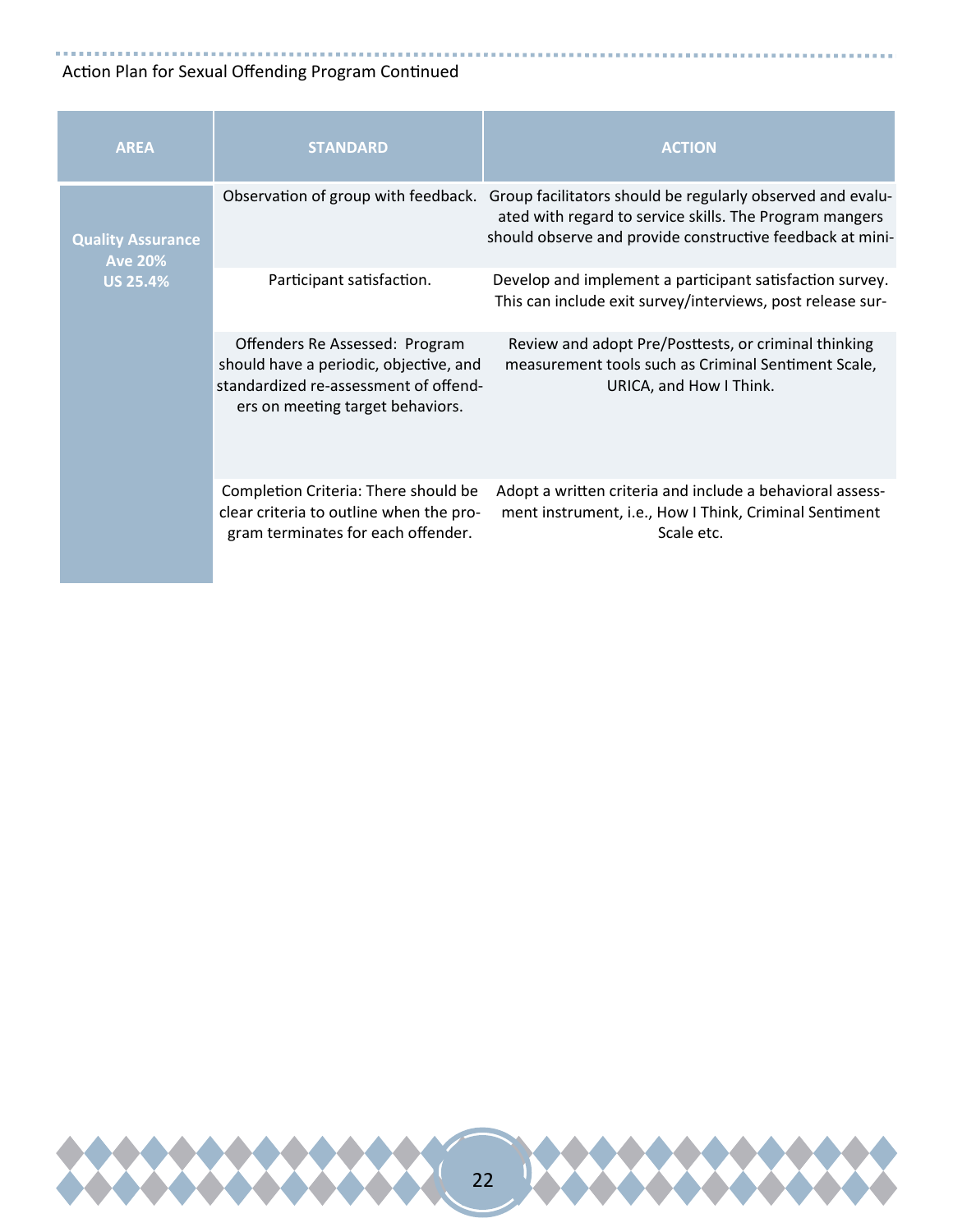Action Plan for Sexual Offending Program Continued

| AREA | STANDARD | ACTION |
|---|---|---|
| **Quality Assurance Ave 20% US 25.4%** | Observation of group with feedback. | Group facilitators should be regularly observed and evaluated with regard to service skills. The Program mangers should observe and provide constructive feedback at mini- |
| | Participant satisfaction. | Develop and implement a participant satisfaction survey. This can include exit survey/interviews, post release sur- |
| | Offenders Re Assessed: Program should have a periodic, objective, and standardized re-assessment of offenders on meeting target behaviors. | Review and adopt Pre/Posttests, or criminal thinking measurement tools such as Criminal Sentiment Scale, URICA, and How I Think. |
| | Completion Criteria: There should be clear criteria to outline when the program terminates for each offender. | Adopt a written criteria and include a behavioral assessment instrument, i.e., How I Think, Criminal Sentiment Scale etc. |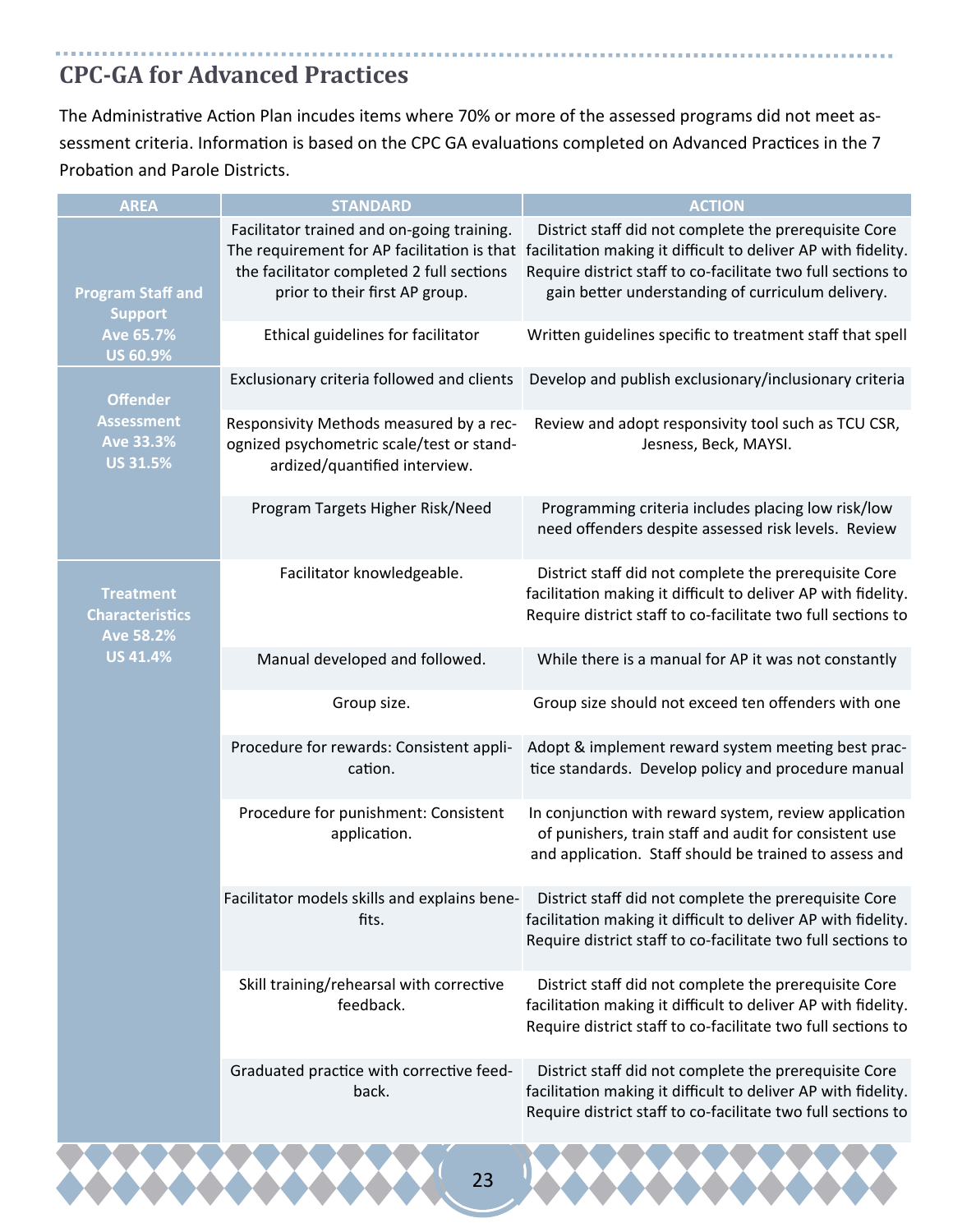## CPC-GA for Advanced Practices

The Administrative Action Plan incudes items where 70% or more of the assessed programs did not meet assessment criteria. Information is based on the CPC GA evaluations completed on Advanced Practices in the 7 Probation and Parole Districts.

| AREA | STANDARD | ACTION |
|---|---|---|
| **Program Staff and Support Ave 65.7% US 60.9%** | Facilitator trained and on-going training. The requirement for AP facilitation is that the facilitator completed 2 full sections prior to their first AP group. | District staff did not complete the prerequisite Core facilitation making it difficult to deliver AP with fidelity. Require district staff to co-facilitate two full sections to gain better understanding of curriculum delivery. |
| | Ethical guidelines for facilitator | Written guidelines specific to treatment staff that spell |
| **Offender Assessment Ave 33.3% US 31.5%** | Exclusionary criteria followed and clients | Develop and publish exclusionary/inclusionary criteria |
| | Responsivity Methods measured by a recognized psychometric scale/test or standardized/quantified interview. | Review and adopt responsivity tool such as TCU CSR, Jesness, Beck, MAYSI. |
| | Program Targets Higher Risk/Need | Programming criteria includes placing low risk/low need offenders despite assessed risk levels. Review |
| **Treatment Characteristics Ave 58.2% US 41.4%** | Facilitator knowledgeable. | District staff did not complete the prerequisite Core facilitation making it difficult to deliver AP with fidelity. Require district staff to co-facilitate two full sections to |
| | Manual developed and followed. | While there is a manual for AP it was not constantly |
| | Group size. | Group size should not exceed ten offenders with one |
| | Procedure for rewards: Consistent application. | Adopt & implement reward system meeting best practice standards. Develop policy and procedure manual |
| | Procedure for punishment: Consistent application. | In conjunction with reward system, review application of punishers, train staff and audit for consistent use and application. Staff should be trained to assess and |
| | Facilitator models skills and explains benefits. | District staff did not complete the prerequisite Core facilitation making it difficult to deliver AP with fidelity. Require district staff to co-facilitate two full sections to |
| | Skill training/rehearsal with corrective feedback. | District staff did not complete the prerequisite Core facilitation making it difficult to deliver AP with fidelity. Require district staff to co-facilitate two full sections to |
| | Graduated practice with corrective feedback. | District staff did not complete the prerequisite Core facilitation making it difficult to deliver AP with fidelity. Require district staff to co-facilitate two full sections to |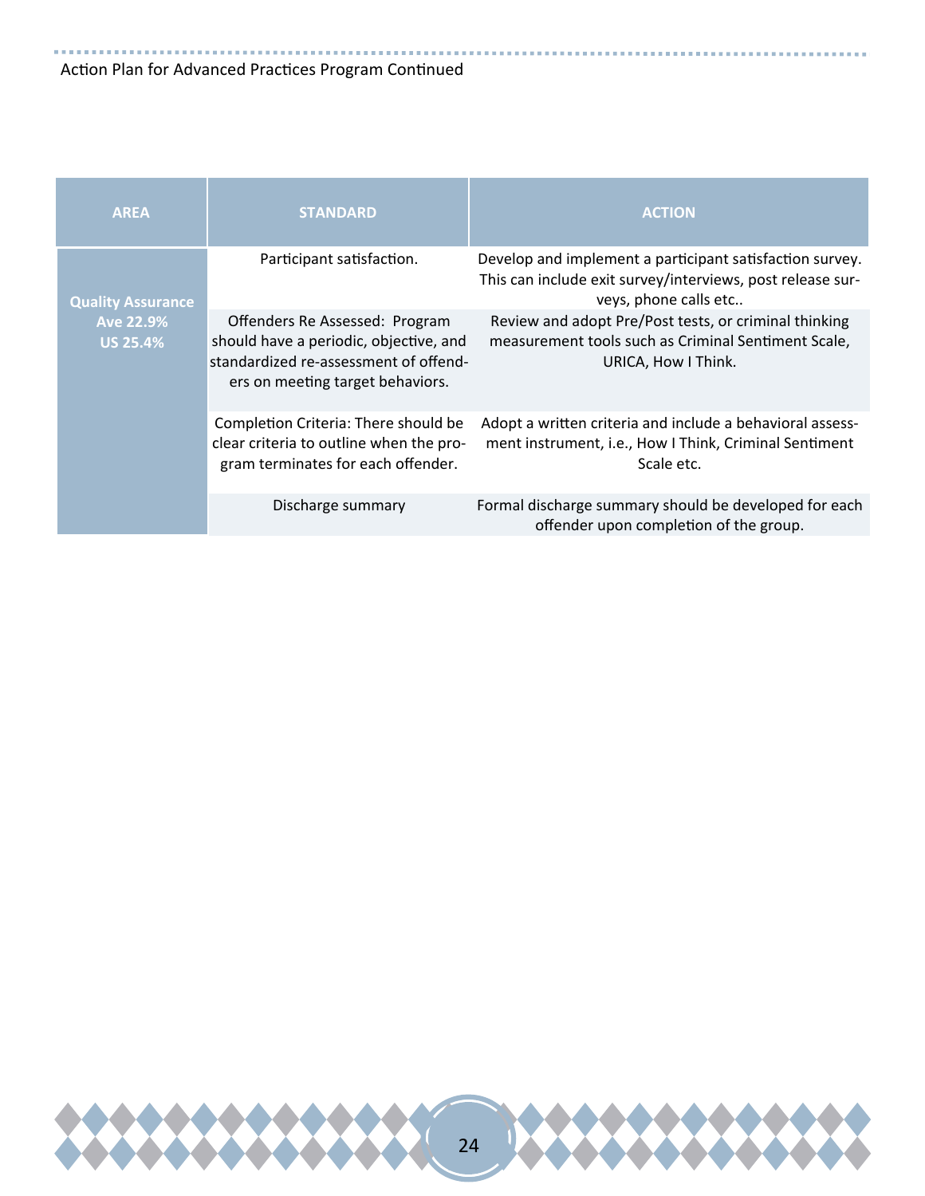Action Plan for Advanced Practices Program Continued

| AREA | STANDARD | ACTION |
|---|---|---|
| **Quality Assurance Ave 22.9% US 25.4%** | Participant satisfaction. | Develop and implement a participant satisfaction survey. This can include exit survey/interviews, post release surveys, phone calls etc.. |
| | Offenders Re Assessed: Program should have a periodic, objective, and standardized re-assessment of offenders on meeting target behaviors. | Review and adopt Pre/Post tests, or criminal thinking measurement tools such as Criminal Sentiment Scale, URICA, How I Think. |
| | Completion Criteria: There should be clear criteria to outline when the program terminates for each offender. | Adopt a written criteria and include a behavioral assessment instrument, i.e., How I Think, Criminal Sentiment Scale etc. |
| | Discharge summary | Formal discharge summary should be developed for each offender upon completion of the group. |